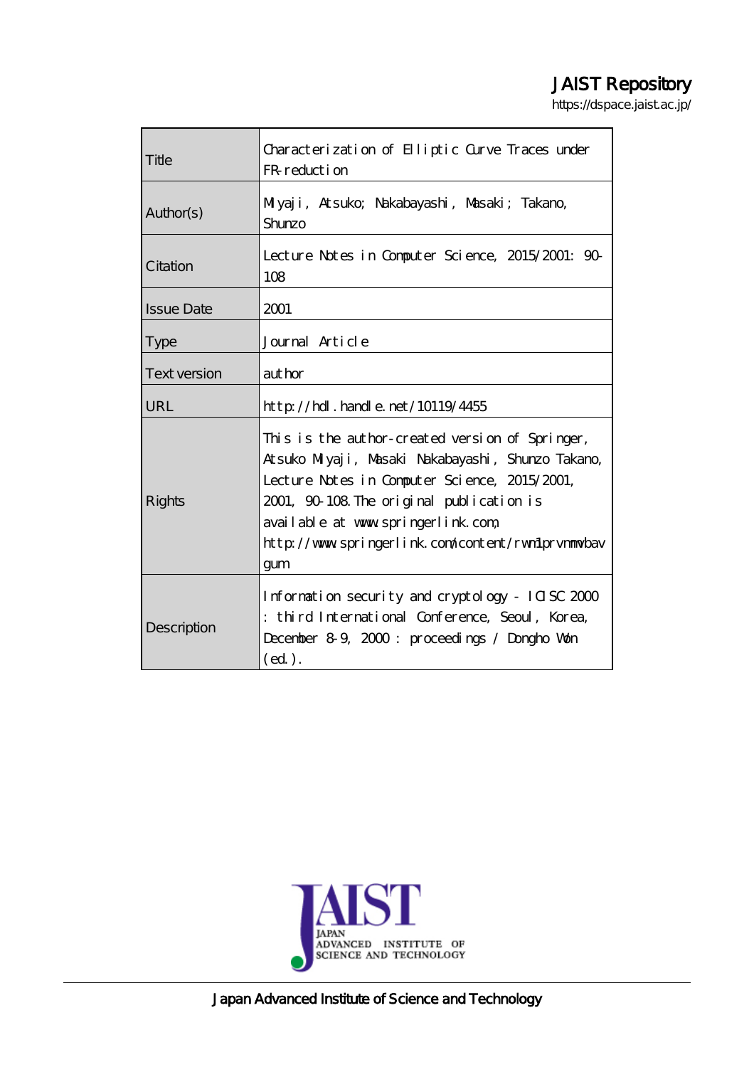# JAIST Repository

https://dspace.jaist.ac.jp/

| | |
|---|---|
| Title | Characterization of Elliptic Curve Traces under FR-reduction |
| Author(s) | Miyaji, Atsuko; Nakabayashi, Masaki; Takano, Shunzo |
| Citation | Lecture Notes in Computer Science, 2015/2001: 90-108 |
| Issue Date | 2001 |
| Type | Journal Article |
| Text version | author |
| URL | http://hdl.handle.net/10119/4455 |
| Rights | This is the author-created version of Springer, Atsuko Miyaji, Masaki Nakabayashi, Shunzo Takano, Lecture Notes in Computer Science, 2015/2001, 2001, 90-108. The original publication is available at www.springerlink.com, http://www.springerlink.com/content/rwm1prvnmmvbavgum |
| Description | Information security and cryptology - ICISC 2000 : third International Conference, Seoul, Korea, December 8-9, 2000 : proceedings / Dongho Won (ed.). |

JAPAN ADVANCED INSTITUTE OF SCIENCE AND TECHNOLOGY

Japan Advanced Institute of Science and Technology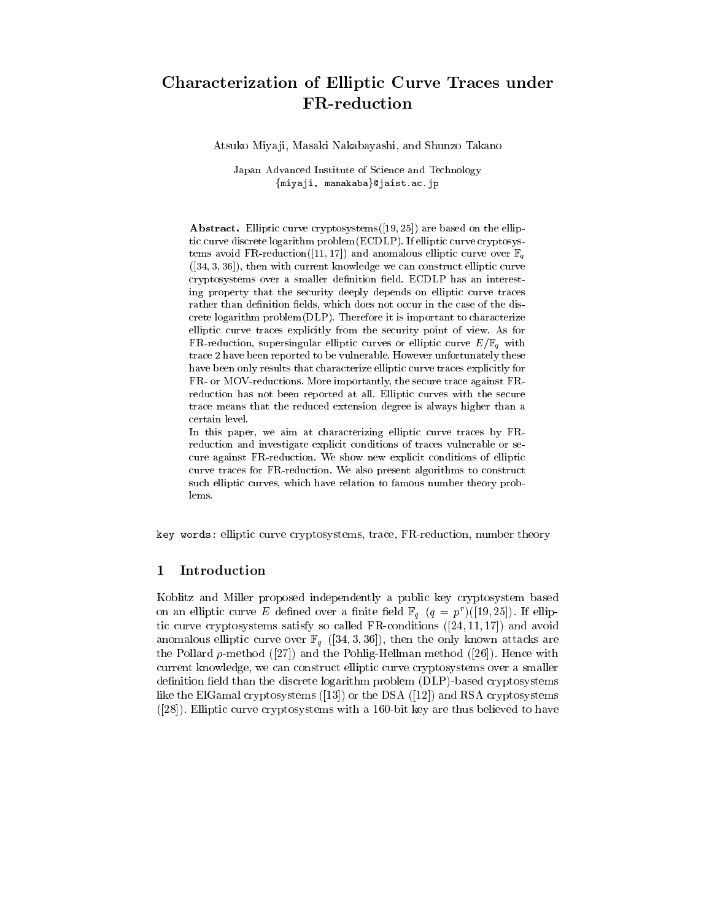# Characterization of Elliptic Curve Traces under FR-reduction

Atsuko Miyaji, Masaki Nakabayashi, and Shunzo Takano

Japan Advanced Institute of Science and Technology
{miyaji, manakaba}@jaist.ac.jp

**Abstract.** Elliptic curve cryptosystems([19, 25]) are based on the elliptic curve discrete logarithm problem(ECDLP). If elliptic curve cryptosystems avoid FR-reduction([11, 17]) and anomalous elliptic curve over $\mathbb{F}_q$ ([34, 3, 36]), then with current knowledge we can construct elliptic curve cryptosystems over a smaller definition field. ECDLP has an interesting property that the security deeply depends on elliptic curve traces rather than definition fields, which does not occur in the case of the discrete logarithm problem(DLP). Therefore it is important to characterize elliptic curve traces explicitly from the security point of view. As for FR-reduction, supersingular elliptic curves or elliptic curve $E/\mathbb{F}_q$ with trace 2 have been reported to be vulnerable. However unfortunately these have been only results that characterize elliptic curve traces explicitly for FR- or MOV-reductions. More importantly, the secure trace against FR-reduction has not been reported at all. Elliptic curves with the secure trace means that the reduced extension degree is always higher than a certain level.

In this paper, we aim at characterizing elliptic curve traces by FR-reduction and investigate explicit conditions of traces vulnerable or secure against FR-reduction. We show new explicit conditions of elliptic curve traces for FR-reduction. We also present algorithms to construct such elliptic curves, which have relation to famous number theory problems.

key words: elliptic curve cryptosystems, trace, FR-reduction, number theory

## 1 Introduction

Koblitz and Miller proposed independently a public key cryptosystem based on an elliptic curve $E$ defined over a finite field $\mathbb{F}_q$ $(q = p^r)$([19, 25]). If elliptic curve cryptosystems satisfy so called FR-conditions ([24, 11, 17]) and avoid anomalous elliptic curve over $\mathbb{F}_q$ ([34, 3, 36]), then the only known attacks are the Pollard $\rho$-method ([27]) and the Pohlig-Hellman method ([26]). Hence with current knowledge, we can construct elliptic curve cryptosystems over a smaller definition field than the discrete logarithm problem (DLP)-based cryptosystems like the ElGamal cryptosystems ([13]) or the DSA ([12]) and RSA cryptosystems ([28]). Elliptic curve cryptosystems with a 160-bit key are thus believed to have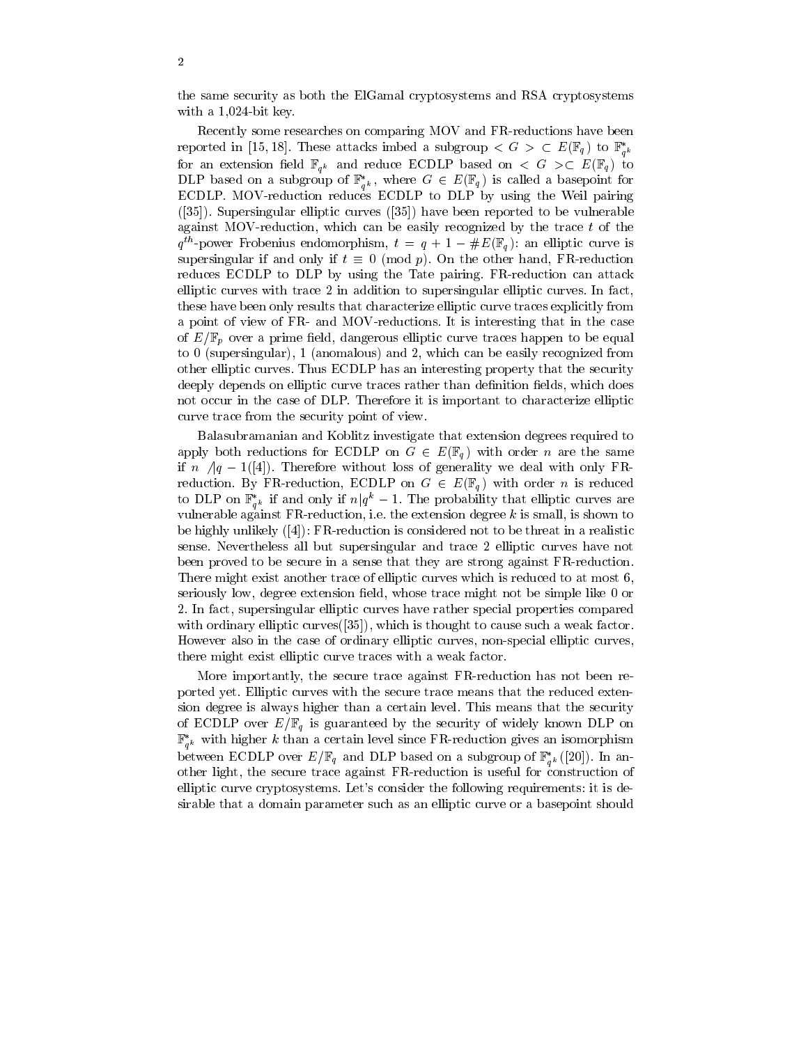the same security as both the ElGamal cryptosystems and RSA cryptosystems with a 1,024-bit key.

Recently some researches on comparing MOV and FR-reductions have been reported in [15, 18]. These attacks imbed a subgroup $< G > \subset E(\mathbb{F}_q)$ to $\mathbb{F}_{q^k}^*$ for an extension field $\mathbb{F}_{q^k}$ and reduce ECDLP based on $< G > \subset E(\mathbb{F}_q)$ to DLP based on a subgroup of $\mathbb{F}_{q^k}^*$, where $G \in E(\mathbb{F}_q)$ is called a basepoint for ECDLP. MOV-reduction reduces ECDLP to DLP by using the Weil pairing ([35]). Supersingular elliptic curves ([35]) have been reported to be vulnerable against MOV-reduction, which can be easily recognized by the trace $t$ of the $q^{th}$-power Frobenius endomorphism, $t = q + 1 - \#E(\mathbb{F}_q)$: an elliptic curve is supersingular if and only if $t \equiv 0 \pmod{p}$. On the other hand, FR-reduction reduces ECDLP to DLP by using the Tate pairing. FR-reduction can attack elliptic curves with trace 2 in addition to supersingular elliptic curves. In fact, these have been only results that characterize elliptic curve traces explicitly from a point of view of FR- and MOV-reductions. It is interesting that in the case of $E/\mathbb{F}_p$ over a prime field, dangerous elliptic curve traces happen to be equal to 0 (supersingular), 1 (anomalous) and 2, which can be easily recognized from other elliptic curves. Thus ECDLP has an interesting property that the security deeply depends on elliptic curve traces rather than definition fields, which does not occur in the case of DLP. Therefore it is important to characterize elliptic curve trace from the security point of view.

Balasubramanian and Koblitz investigate that extension degrees required to apply both reductions for ECDLP on $G \in E(\mathbb{F}_q)$ with order $n$ are the same if $n \not| q - 1$([4]). Therefore without loss of generality we deal with only FR-reduction. By FR-reduction, ECDLP on $G \in E(\mathbb{F}_q)$ with order $n$ is reduced to DLP on $\mathbb{F}_{q^k}^*$ if and only if $n | q^k - 1$. The probability that elliptic curves are vulnerable against FR-reduction, i.e. the extension degree $k$ is small, is shown to be highly unlikely ([4]): FR-reduction is considered not to be threat in a realistic sense. Nevertheless all but supersingular and trace 2 elliptic curves have not been proved to be secure in a sense that they are strong against FR-reduction. There might exist another trace of elliptic curves which is reduced to at most 6, seriously low, degree extension field, whose trace might not be simple like 0 or 2. In fact, supersingular elliptic curves have rather special properties compared with ordinary elliptic curves([35]), which is thought to cause such a weak factor. However also in the case of ordinary elliptic curves, non-special elliptic curves, there might exist elliptic curve traces with a weak factor.

More importantly, the secure trace against FR-reduction has not been reported yet. Elliptic curves with the secure trace means that the reduced extension degree is always higher than a certain level. This means that the security of ECDLP over $E/\mathbb{F}_q$ is guaranteed by the security of widely known DLP on $\mathbb{F}_{q^k}^*$ with higher $k$ than a certain level since FR-reduction gives an isomorphism between ECDLP over $E/\mathbb{F}_q$ and DLP based on a subgroup of $\mathbb{F}_{q^k}^*$([20]). In another light, the secure trace against FR-reduction is useful for construction of elliptic curve cryptosystems. Let's consider the following requirements: it is desirable that a domain parameter such as an elliptic curve or a basepoint should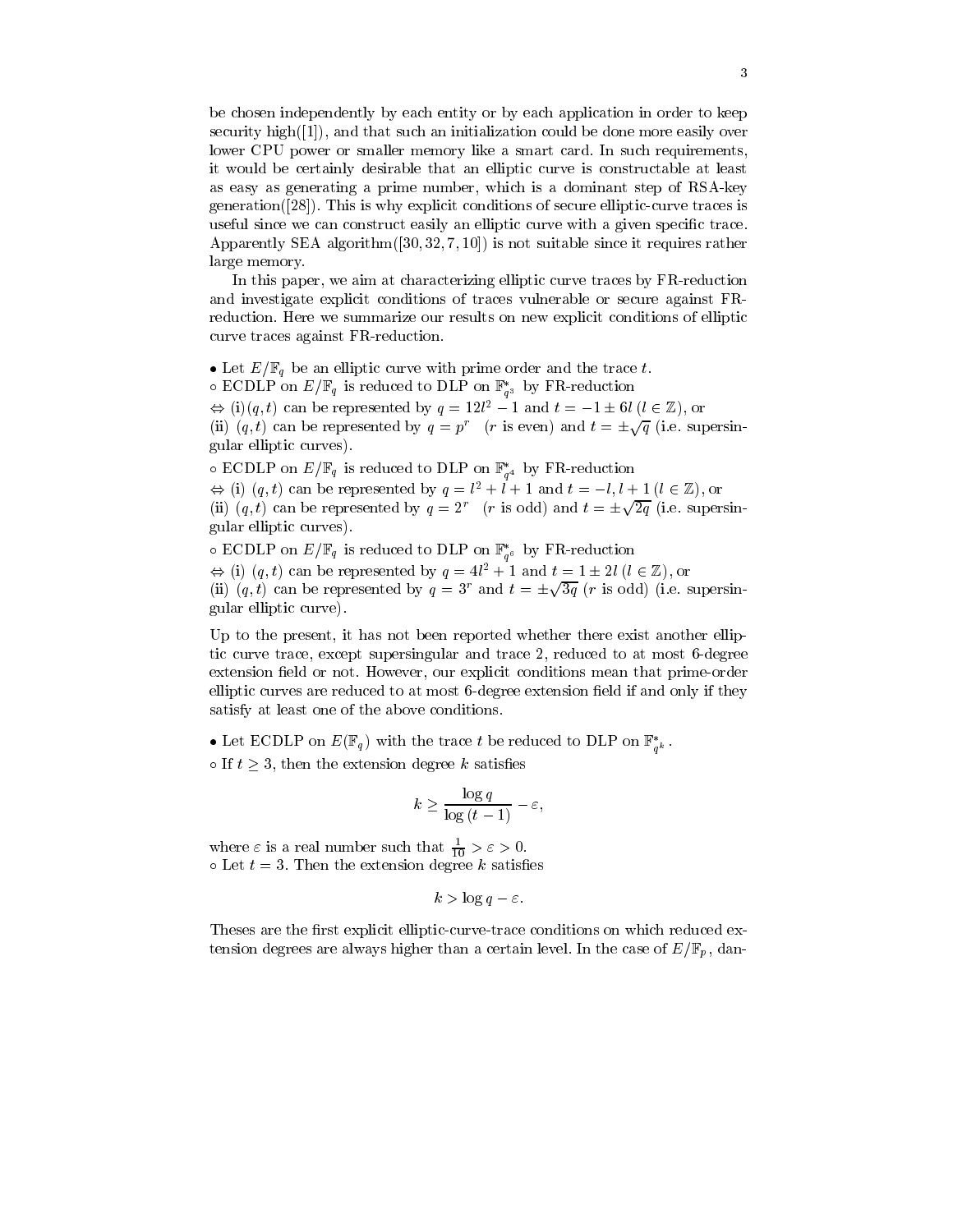be chosen independently by each entity or by each application in order to keep security high([1]), and that such an initialization could be done more easily over lower CPU power or smaller memory like a smart card. In such requirements, it would be certainly desirable that an elliptic curve is constructable at least as easy as generating a prime number, which is a dominant step of RSA-key generation([28]). This is why explicit conditions of secure elliptic-curve traces is useful since we can construct easily an elliptic curve with a given specific trace. Apparently SEA algorithm([30, 32, 7, 10]) is not suitable since it requires rather large memory.

In this paper, we aim at characterizing elliptic curve traces by FR-reduction and investigate explicit conditions of traces vulnerable or secure against FR-reduction. Here we summarize our results on new explicit conditions of elliptic curve traces against FR-reduction.

- Let $E/\mathbb{F}_q$ be an elliptic curve with prime order and the trace $t$.
  - ECDLP on $E/\mathbb{F}_q$ is reduced to DLP on $\mathbb{F}^*_{q^3}$ by FR-reduction
    $\Leftrightarrow$ (i)$(q, t)$ can be represented by $q = 12l^2 - 1$ and $t = -1 \pm 6l$ $(l \in \mathbb{Z})$, or
    (ii) $(q, t)$ can be represented by $q = p^r$ ($r$ is even) and $t = \pm\sqrt{q}$ (i.e. supersingular elliptic curves).
  - ECDLP on $E/\mathbb{F}_q$ is reduced to DLP on $\mathbb{F}^*_{q^4}$ by FR-reduction
    $\Leftrightarrow$ (i) $(q, t)$ can be represented by $q = l^2 + l + 1$ and $t = -l, l + 1$ $(l \in \mathbb{Z})$, or
    (ii) $(q, t)$ can be represented by $q = 2^r$ ($r$ is odd) and $t = \pm\sqrt{2q}$ (i.e. supersingular elliptic curves).
  - ECDLP on $E/\mathbb{F}_q$ is reduced to DLP on $\mathbb{F}^*_{q^6}$ by FR-reduction
    $\Leftrightarrow$ (i) $(q, t)$ can be represented by $q = 4l^2 + 1$ and $t = 1 \pm 2l$ $(l \in \mathbb{Z})$, or
    (ii) $(q, t)$ can be represented by $q = 3^r$ and $t = \pm\sqrt{3q}$ ($r$ is odd) (i.e. supersingular elliptic curve).

Up to the present, it has not been reported whether there exist another elliptic curve trace, except supersingular and trace 2, reduced to at most 6-degree extension field or not. However, our explicit conditions mean that prime-order elliptic curves are reduced to at most 6-degree extension field if and only if they satisfy at least one of the above conditions.

- Let ECDLP on $E(\mathbb{F}_q)$ with the trace $t$ be reduced to DLP on $\mathbb{F}^*_{q^k}$.
  - If $t \geq 3$, then the extension degree $k$ satisfies

$$k \geq \frac{\log q}{\log (t-1)} - \varepsilon,$$

where $\varepsilon$ is a real number such that $\frac{1}{10} > \varepsilon > 0$.
  - Let $t = 3$. Then the extension degree $k$ satisfies

$$k > \log q - \varepsilon.$$

Theses are the first explicit elliptic-curve-trace conditions on which reduced extension degrees are always higher than a certain level. In the case of $E/\mathbb{F}_p$, dan-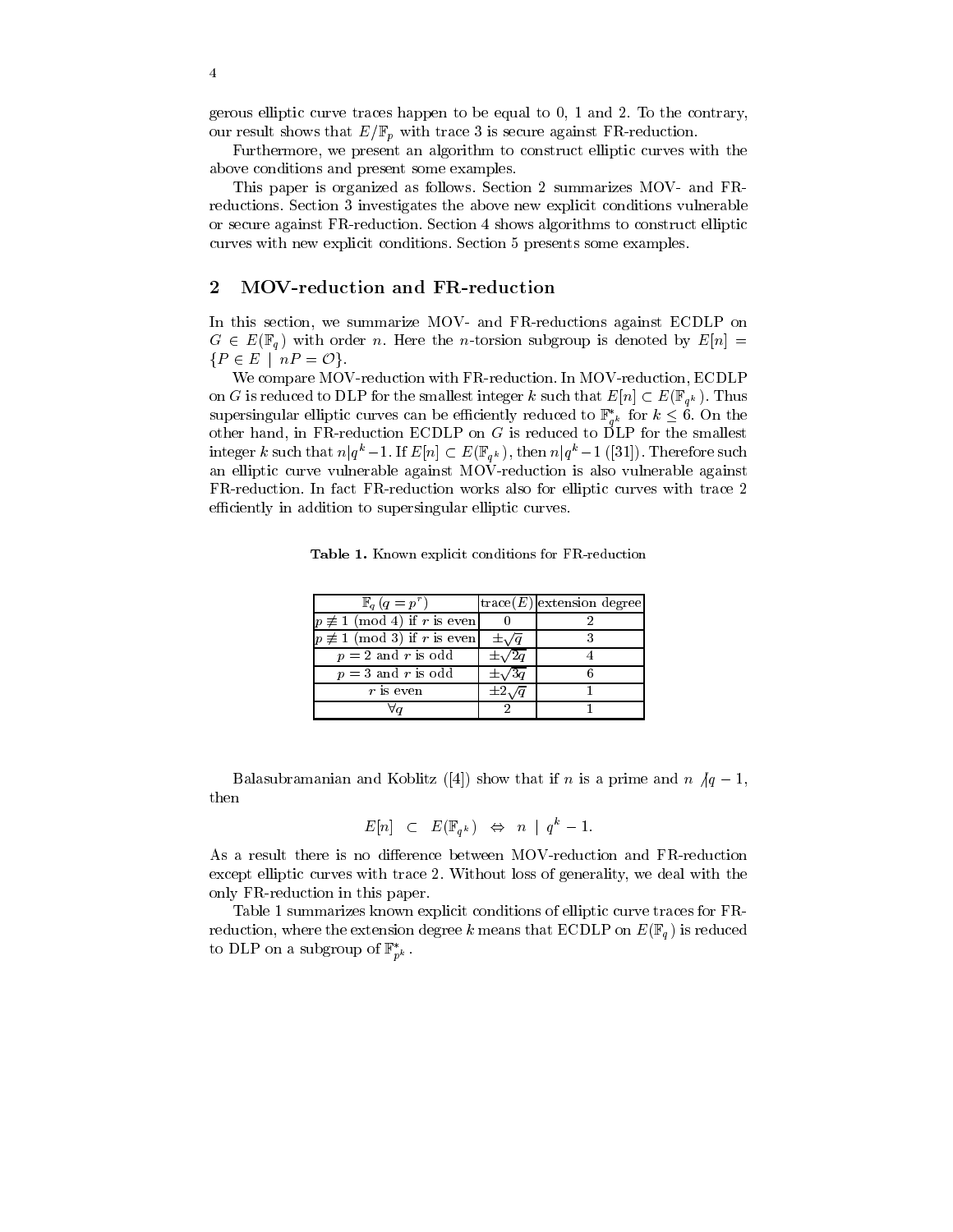gerous elliptic curve traces happen to be equal to 0, 1 and 2. To the contrary, our result shows that $E/\mathbb{F}_p$ with trace 3 is secure against FR-reduction.

Furthermore, we present an algorithm to construct elliptic curves with the above conditions and present some examples.

This paper is organized as follows. Section 2 summarizes MOV- and FR-reductions. Section 3 investigates the above new explicit conditions vulnerable or secure against FR-reduction. Section 4 shows algorithms to construct elliptic curves with new explicit conditions. Section 5 presents some examples.

## 2 MOV-reduction and FR-reduction

In this section, we summarize MOV- and FR-reductions against ECDLP on $G \in E(\mathbb{F}_q)$ with order $n$. Here the $n$-torsion subgroup is denoted by $E[n] = \{P \in E \mid nP = \mathcal{O}\}$.

We compare MOV-reduction with FR-reduction. In MOV-reduction, ECDLP on $G$ is reduced to DLP for the smallest integer $k$ such that $E[n] \subset E(\mathbb{F}_{q^k})$. Thus supersingular elliptic curves can be efficiently reduced to $\mathbb{F}^*_{q^k}$ for $k \leq 6$. On the other hand, in FR-reduction ECDLP on $G$ is reduced to DLP for the smallest integer $k$ such that $n | q^k - 1$. If $E[n] \subset E(\mathbb{F}_{q^k})$, then $n | q^k - 1$ ([31]). Therefore such an elliptic curve vulnerable against MOV-reduction is also vulnerable against FR-reduction. In fact FR-reduction works also for elliptic curves with trace 2 efficiently in addition to supersingular elliptic curves.

**Table 1.** Known explicit conditions for FR-reduction

| $\mathbb{F}_q$ $(q = p^r)$ | trace$(E)$ | extension degree |
|---|---|---|
| $p \not\equiv 1 \pmod 4$ if $r$ is even | 0 | 2 |
| $p \not\equiv 1 \pmod 3$ if $r$ is even | $\pm\sqrt{q}$ | 3 |
| $p = 2$ and $r$ is odd | $\pm\sqrt{2q}$ | 4 |
| $p = 3$ and $r$ is odd | $\pm\sqrt{3q}$ | 6 |
| $r$ is even | $\pm 2\sqrt{q}$ | 1 |
| $\forall q$ | 2 | 1 |

Balasubramanian and Koblitz ([4]) show that if $n$ is a prime and $n \nmid q - 1$, then

$$E[n] \subset E(\mathbb{F}_{q^k}) \Leftrightarrow n \mid q^k - 1.$$

As a result there is no difference between MOV-reduction and FR-reduction except elliptic curves with trace 2. Without loss of generality, we deal with the only FR-reduction in this paper.

Table 1 summarizes known explicit conditions of elliptic curve traces for FR-reduction, where the extension degree $k$ means that ECDLP on $E(\mathbb{F}_q)$ is reduced to DLP on a subgroup of $\mathbb{F}^*_{p^k}$.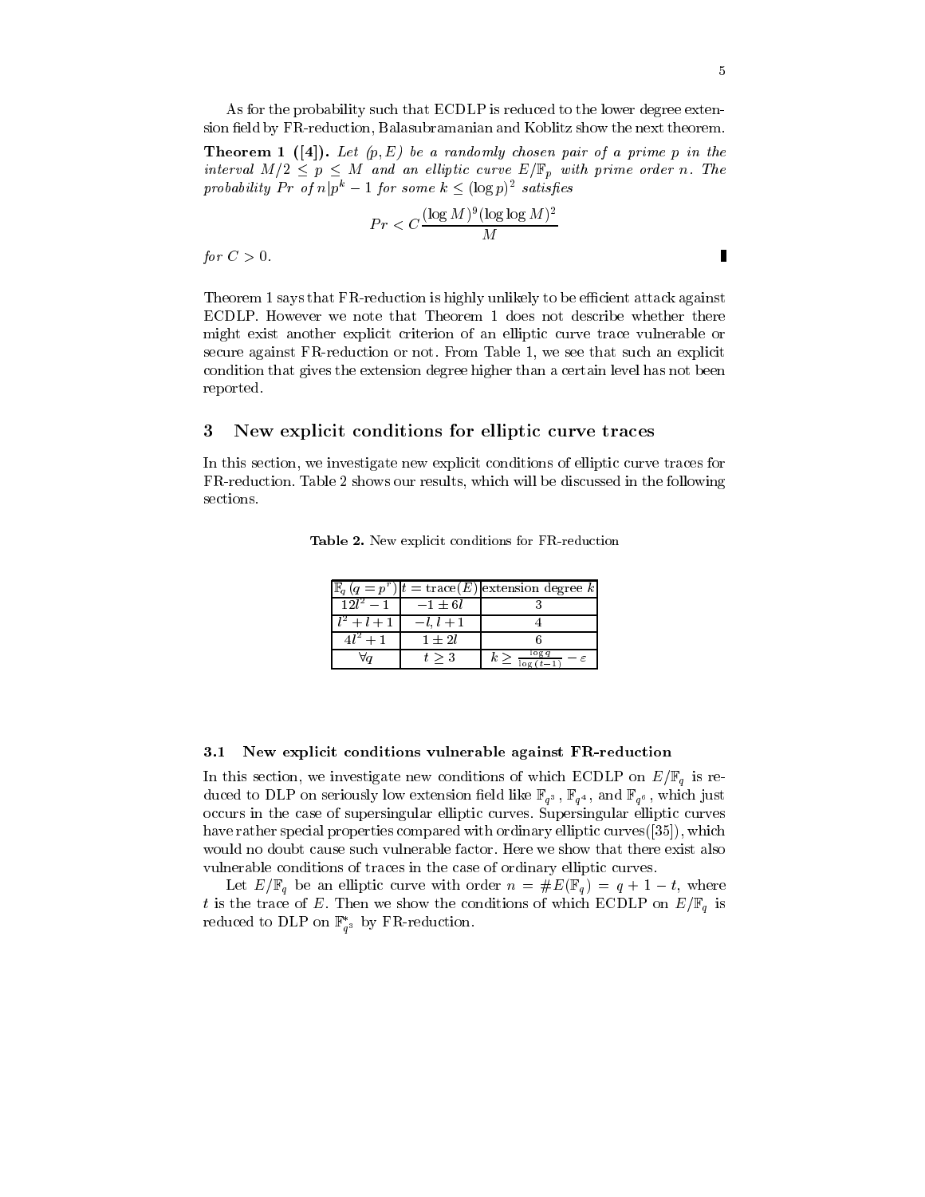As for the probability such that ECDLP is reduced to the lower degree extension field by FR-reduction, Balasubramanian and Koblitz show the next theorem.

**Theorem 1 ([4]).** *Let $(p, E)$ be a randomly chosen pair of a prime $p$ in the interval $M/2 \leq p \leq M$ and an elliptic curve $E/\mathbb{F}_p$ with prime order $n$. The probability $Pr$ of $n|p^k - 1$ for some $k \leq (\log p)^2$ satisfies*

$$Pr < C\frac{(\log M)^9(\log\log M)^2}{M}$$

*for $C > 0$.* ∎

Theorem 1 says that FR-reduction is highly unlikely to be efficient attack against ECDLP. However we note that Theorem 1 does not describe whether there might exist another explicit criterion of an elliptic curve trace vulnerable or secure against FR-reduction or not. From Table 1, we see that such an explicit condition that gives the extension degree higher than a certain level has not been reported.

## 3 New explicit conditions for elliptic curve traces

In this section, we investigate new explicit conditions of elliptic curve traces for FR-reduction. Table 2 shows our results, which will be discussed in the following sections.

**Table 2.** New explicit conditions for FR-reduction

| $\mathbb{F}_q$ $(q = p^r)$ | $t = \mathrm{trace}(E)$ | extension degree $k$ |
|---|---|---|
| $12l^2 - 1$ | $-1 \pm 6l$ | 3 |
| $l^2 + l + 1$ | $-l, l + 1$ | 4 |
| $4l^2 + 1$ | $1 \pm 2l$ | 6 |
| $\forall q$ | $t \geq 3$ | $k \geq \frac{\log q}{\log(t-1)} - \varepsilon$ |

### 3.1 New explicit conditions vulnerable against FR-reduction

In this section, we investigate new conditions of which ECDLP on $E/\mathbb{F}_q$ is reduced to DLP on seriously low extension field like $\mathbb{F}_{q^3}$, $\mathbb{F}_{q^4}$, and $\mathbb{F}_{q^6}$, which just occurs in the case of supersingular elliptic curves. Supersingular elliptic curves have rather special properties compared with ordinary elliptic curves([35]), which would no doubt cause such vulnerable factor. Here we show that there exist also vulnerable conditions of traces in the case of ordinary elliptic curves.

Let $E/\mathbb{F}_q$ be an elliptic curve with order $n = \#E(\mathbb{F}_q) = q + 1 - t$, where $t$ is the trace of $E$. Then we show the conditions of which ECDLP on $E/\mathbb{F}_q$ is reduced to DLP on $\mathbb{F}^*_{q^3}$ by FR-reduction.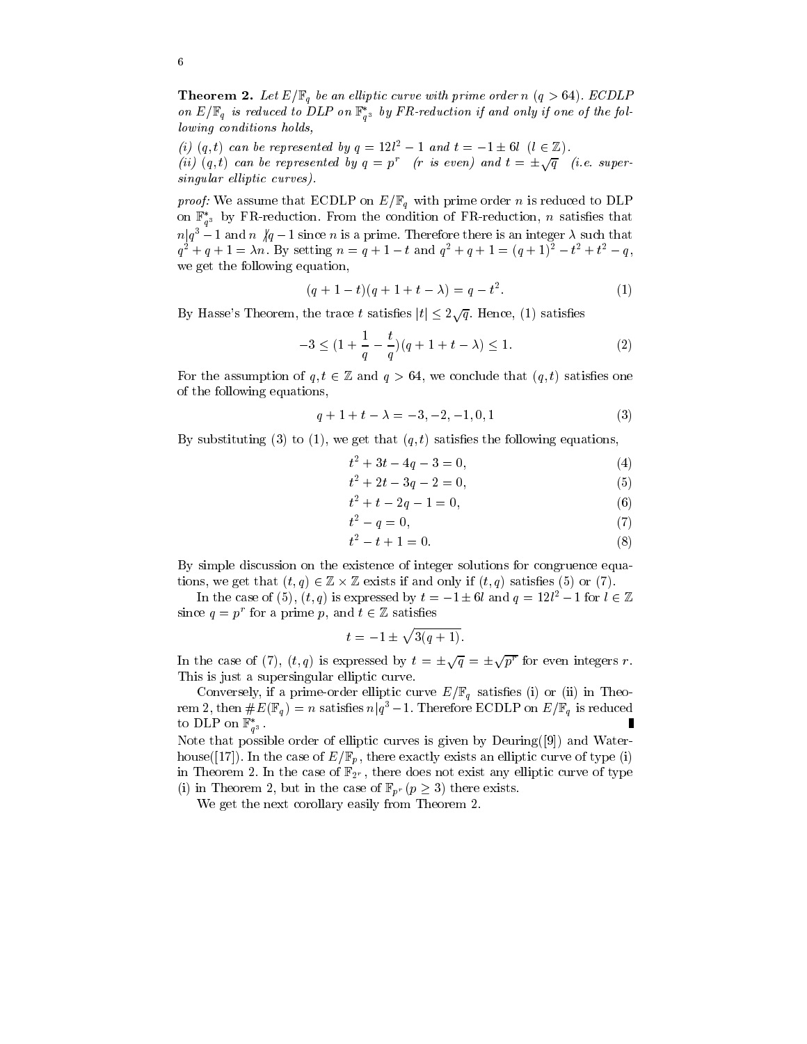**Theorem 2.** *Let $E/\mathbb{F}_q$ be an elliptic curve with prime order $n$ $(q > 64)$. ECDLP on $E/\mathbb{F}_q$ is reduced to DLP on $\mathbb{F}_{q^3}^*$ by FR-reduction if and only if one of the following conditions holds,*

*(i) $(q,t)$ can be represented by $q = 12l^2 - 1$ and $t = -1 \pm 6l$ $(l \in \mathbb{Z})$.*
*(ii) $(q,t)$ can be represented by $q = p^r$ ($r$ is even) and $t = \pm\sqrt{q}$ (i.e. supersingular elliptic curves).*

*proof:* We assume that ECDLP on $E/\mathbb{F}_q$ with prime order $n$ is reduced to DLP on $\mathbb{F}_{q^3}^*$ by FR-reduction. From the condition of FR-reduction, $n$ satisfies that $n | q^3 - 1$ and $n \not| q - 1$ since $n$ is a prime. Therefore there is an integer $\lambda$ such that $q^2 + q + 1 = \lambda n$. By setting $n = q + 1 - t$ and $q^2 + q + 1 = (q+1)^2 - t^2 + t^2 - q$, we get the following equation,

$$(q + 1 - t)(q + 1 + t - \lambda) = q - t^2. \tag{1}$$

By Hasse's Theorem, the trace $t$ satisfies $|t| \le 2\sqrt{q}$. Hence, (1) satisfies

$$-3 \le (1 + \frac{1}{q} - \frac{t}{q})(q + 1 + t - \lambda) \le 1. \tag{2}$$

For the assumption of $q, t \in \mathbb{Z}$ and $q > 64$, we conclude that $(q,t)$ satisfies one of the following equations,

$$q + 1 + t - \lambda = -3, -2, -1, 0, 1 \tag{3}$$

By substituting (3) to (1), we get that $(q,t)$ satisfies the following equations,

$$t^2 + 3t - 4q - 3 = 0, \tag{4}$$
$$t^2 + 2t - 3q - 2 = 0, \tag{5}$$
$$t^2 + t - 2q - 1 = 0, \tag{6}$$
$$t^2 - q = 0, \tag{7}$$
$$t^2 - t + 1 = 0. \tag{8}$$

By simple discussion on the existence of integer solutions for congruence equations, we get that $(t,q) \in \mathbb{Z} \times \mathbb{Z}$ exists if and only if $(t,q)$ satisfies (5) or (7).

In the case of (5), $(t,q)$ is expressed by $t = -1 \pm 6l$ and $q = 12l^2 - 1$ for $l \in \mathbb{Z}$ since $q = p^r$ for a prime $p$, and $t \in \mathbb{Z}$ satisfies

$$t = -1 \pm \sqrt{3(q+1)}.$$

In the case of (7), $(t,q)$ is expressed by $t = \pm\sqrt{q} = \pm\sqrt{p^r}$ for even integers $r$. This is just a supersingular elliptic curve.

Conversely, if a prime-order elliptic curve $E/\mathbb{F}_q$ satisfies (i) or (ii) in Theorem 2, then $\#E(\mathbb{F}_q) = n$ satisfies $n | q^3 - 1$. Therefore ECDLP on $E/\mathbb{F}_q$ is reduced to DLP on $\mathbb{F}_{q^3}^*$. ∎

Note that possible order of elliptic curves is given by Deuring([9]) and Waterhouse([17]). In the case of $E/\mathbb{F}_p$, there exactly exists an elliptic curve of type (i) in Theorem 2. In the case of $\mathbb{F}_{2^r}$, there does not exist any elliptic curve of type (i) in Theorem 2, but in the case of $\mathbb{F}_{p^r}$ $(p \ge 3)$ there exists.

We get the next corollary easily from Theorem 2.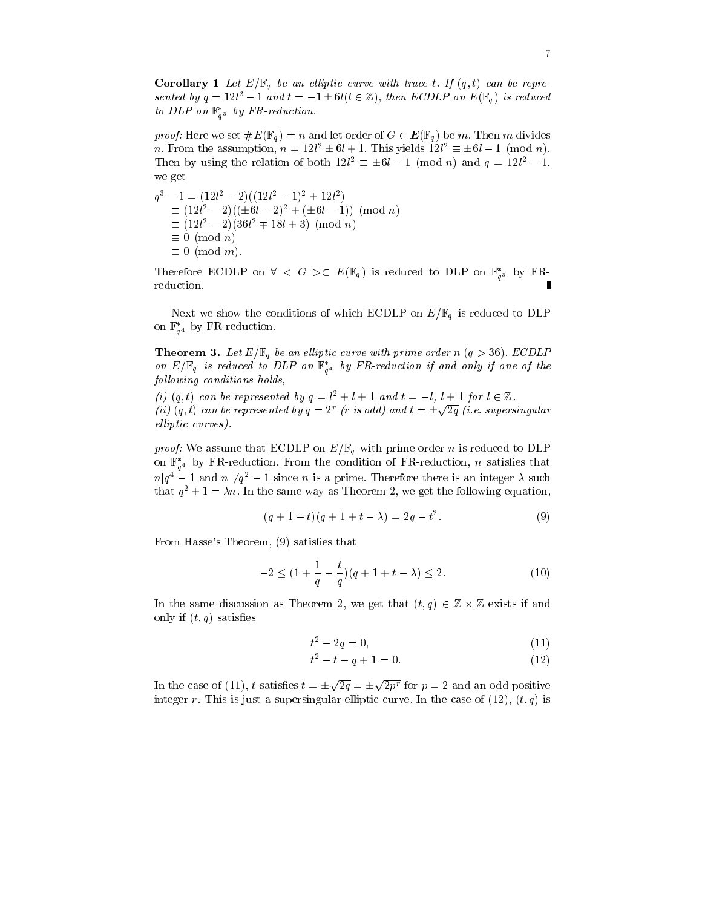**Corollary 1** *Let $E/\mathbb{F}_q$ be an elliptic curve with trace $t$. If $(q,t)$ can be represented by $q = 12l^2 - 1$ and $t = -1 \pm 6l (l \in \mathbb{Z})$, then ECDLP on $E(\mathbb{F}_q)$ is reduced to DLP on $\mathbb{F}^*_{q^3}$ by FR-reduction.*

*proof:* Here we set $\#E(\mathbb{F}_q) = n$ and let order of $G \in \boldsymbol{E}(\mathbb{F}_q)$ be $m$. Then $m$ divides $n$. From the assumption, $n = 12l^2 \pm 6l + 1$. This yields $12l^2 \equiv \pm 6l - 1 \pmod{n}$. Then by using the relation of both $12l^2 \equiv \pm 6l - 1 \pmod{n}$ and $q = 12l^2 - 1$, we get

$$
\begin{aligned}
q^3 - 1 &= (12l^2 - 2)((12l^2 - 1)^2 + 12l^2) \\
&\equiv (12l^2 - 2)((\pm 6l - 2)^2 + (\pm 6l - 1)) \pmod{n} \\
&\equiv (12l^2 - 2)(36l^2 \mp 18l + 3) \pmod{n} \\
&\equiv 0 \pmod{n} \\
&\equiv 0 \pmod{m}.
\end{aligned}
$$

Therefore ECDLP on $\forall < G > \subset E(\mathbb{F}_q)$ is reduced to DLP on $\mathbb{F}^*_{q^3}$ by FR-reduction. ∎

Next we show the conditions of which ECDLP on $E/\mathbb{F}_q$ is reduced to DLP on $\mathbb{F}^*_{q^4}$ by FR-reduction.

**Theorem 3.** *Let $E/\mathbb{F}_q$ be an elliptic curve with prime order $n$ $(q > 36)$. ECDLP on $E/\mathbb{F}_q$ is reduced to DLP on $\mathbb{F}^*_{q^4}$ by FR-reduction if and only if one of the following conditions holds,*

*(i) $(q,t)$ can be represented by $q = l^2 + l + 1$ and $t = -l,\ l + 1$ for $l \in \mathbb{Z}$.*
*(ii) $(q,t)$ can be represented by $q = 2^r$ ($r$ is odd) and $t = \pm\sqrt{2q}$ (i.e. supersingular elliptic curves).*

*proof:* We assume that ECDLP on $E/\mathbb{F}_q$ with prime order $n$ is reduced to DLP on $\mathbb{F}^*_{q^4}$ by FR-reduction. From the condition of FR-reduction, $n$ satisfies that $n | q^4 - 1$ and $n \nmid q^2 - 1$ since $n$ is a prime. Therefore there is an integer $\lambda$ such that $q^2 + 1 = \lambda n$. In the same way as Theorem 2, we get the following equation,

$$
(q + 1 - t)(q + 1 + t - \lambda) = 2q - t^2. \tag{9}
$$

From Hasse's Theorem, (9) satisfies that

$$
-2 \leq (1 + \frac{1}{q} - \frac{t}{q})(q + 1 + t - \lambda) \leq 2. \tag{10}
$$

In the same discussion as Theorem 2, we get that $(t,q) \in \mathbb{Z} \times \mathbb{Z}$ exists if and only if $(t,q)$ satisfies

$$
t^2 - 2q = 0, \tag{11}
$$

$$
t^2 - t - q + 1 = 0. \tag{12}
$$

In the case of (11), $t$ satisfies $t = \pm\sqrt{2q} = \pm\sqrt{2p^r}$ for $p = 2$ and an odd positive integer $r$. This is just a supersingular elliptic curve. In the case of (12), $(t,q)$ is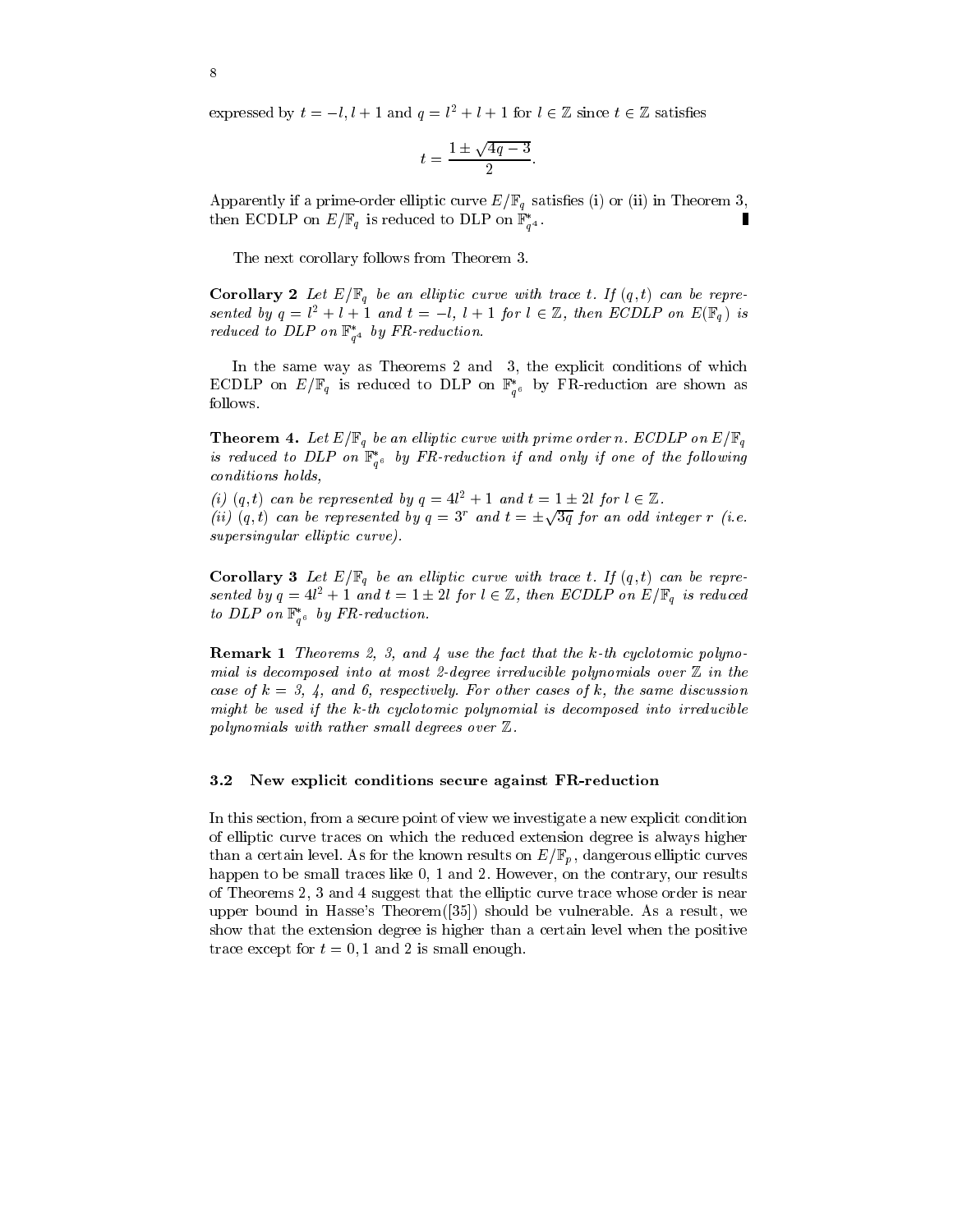expressed by $t = -l, l+1$ and $q = l^2 + l + 1$ for $l \in \mathbb{Z}$ since $t \in \mathbb{Z}$ satisfies

$$t = \frac{1 \pm \sqrt{4q-3}}{2}.$$

Apparently if a prime-order elliptic curve $E/\mathbb{F}_q$ satisfies (i) or (ii) in Theorem 3, then ECDLP on $E/\mathbb{F}_q$ is reduced to DLP on $\mathbb{F}^*_{q^4}$. ∎

The next corollary follows from Theorem 3.

**Corollary 2** *Let $E/\mathbb{F}_q$ be an elliptic curve with trace $t$. If $(q,t)$ can be represented by $q = l^2 + l + 1$ and $t = -l,\ l+1$ for $l \in \mathbb{Z}$, then ECDLP on $E(\mathbb{F}_q)$ is reduced to DLP on $\mathbb{F}^*_{q^4}$ by FR-reduction.*

In the same way as Theorems 2 and 3, the explicit conditions of which ECDLP on $E/\mathbb{F}_q$ is reduced to DLP on $\mathbb{F}^*_{q^6}$ by FR-reduction are shown as follows.

**Theorem 4.** *Let $E/\mathbb{F}_q$ be an elliptic curve with prime order $n$. ECDLP on $E/\mathbb{F}_q$ is reduced to DLP on $\mathbb{F}^*_{q^6}$ by FR-reduction if and only if one of the following conditions holds,*

*(i) $(q,t)$ can be represented by $q = 4l^2 + 1$ and $t = 1 \pm 2l$ for $l \in \mathbb{Z}$.*
*(ii) $(q,t)$ can be represented by $q = 3^r$ and $t = \pm\sqrt{3q}$ for an odd integer $r$ (i.e. supersingular elliptic curve).*

**Corollary 3** *Let $E/\mathbb{F}_q$ be an elliptic curve with trace $t$. If $(q,t)$ can be represented by $q = 4l^2 + 1$ and $t = 1 \pm 2l$ for $l \in \mathbb{Z}$, then ECDLP on $E/\mathbb{F}_q$ is reduced to DLP on $\mathbb{F}^*_{q^6}$ by FR-reduction.*

**Remark 1** *Theorems 2, 3, and 4 use the fact that the $k$-th cyclotomic polynomial is decomposed into at most 2-degree irreducible polynomials over $\mathbb{Z}$ in the case of $k = 3$, 4, and 6, respectively. For other cases of $k$, the same discussion might be used if the $k$-th cyclotomic polynomial is decomposed into irreducible polynomials with rather small degrees over $\mathbb{Z}$.*

### 3.2 New explicit conditions secure against FR-reduction

In this section, from a secure point of view we investigate a new explicit condition of elliptic curve traces on which the reduced extension degree is always higher than a certain level. As for the known results on $E/\mathbb{F}_p$, dangerous elliptic curves happen to be small traces like 0, 1 and 2. However, on the contrary, our results of Theorems 2, 3 and 4 suggest that the elliptic curve trace whose order is near upper bound in Hasse's Theorem([35]) should be vulnerable. As a result, we show that the extension degree is higher than a certain level when the positive trace except for $t = 0, 1$ and 2 is small enough.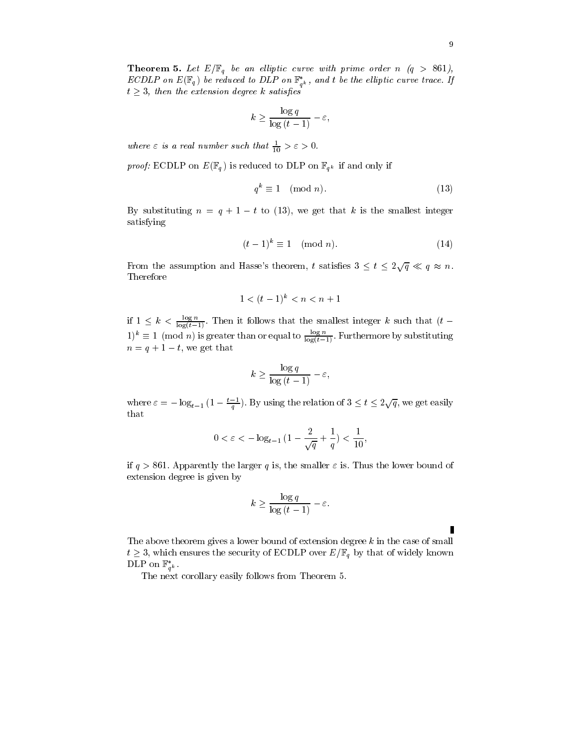**Theorem 5.** *Let $E/\mathbb{F}_q$ be an elliptic curve with prime order $n$ ($q > 861$), ECDLP on $E(\mathbb{F}_q)$ be reduced to DLP on $\mathbb{F}^*_{q^k}$, and $t$ be the elliptic curve trace. If $t \geq 3$, then the extension degree $k$ satisfies*

$$k \geq \frac{\log q}{\log(t-1)} - \varepsilon,$$

*where $\varepsilon$ is a real number such that $\frac{1}{10} > \varepsilon > 0$.*

*proof:* ECDLP on $E(\mathbb{F}_q)$ is reduced to DLP on $\mathbb{F}_{q^k}$ if and only if

$$q^k \equiv 1 \pmod{n}. \tag{13}$$

By substituting $n = q + 1 - t$ to (13), we get that $k$ is the smallest integer satisfying

$$(t-1)^k \equiv 1 \pmod{n}. \tag{14}$$

From the assumption and Hasse's theorem, $t$ satisfies $3 \leq t \leq 2\sqrt{q} \ll q \approx n$. Therefore

$$1 < (t-1)^k < n < n + 1$$

if $1 \leq k < \frac{\log n}{\log(t-1)}$. Then it follows that the smallest integer $k$ such that $(t-1)^k \equiv 1 \pmod{n}$ is greater than or equal to $\frac{\log n}{\log(t-1)}$. Furthermore by substituting $n = q + 1 - t$, we get that

$$k \geq \frac{\log q}{\log(t-1)} - \varepsilon,$$

where $\varepsilon = -\log_{t-1}(1 - \frac{t-1}{q})$. By using the relation of $3 \leq t \leq 2\sqrt{q}$, we get easily that

$$0 < \varepsilon < -\log_{t-1}(1 - \frac{2}{\sqrt{q}} + \frac{1}{q}) < \frac{1}{10},$$

if $q > 861$. Apparently the larger $q$ is, the smaller $\varepsilon$ is. Thus the lower bound of extension degree is given by

$$k \geq \frac{\log q}{\log(t-1)} - \varepsilon.$$

∎

The above theorem gives a lower bound of extension degree $k$ in the case of small $t \geq 3$, which ensures the security of ECDLP over $E/\mathbb{F}_q$ by that of widely known DLP on $\mathbb{F}^*_{q^k}$.

The next corollary easily follows from Theorem 5.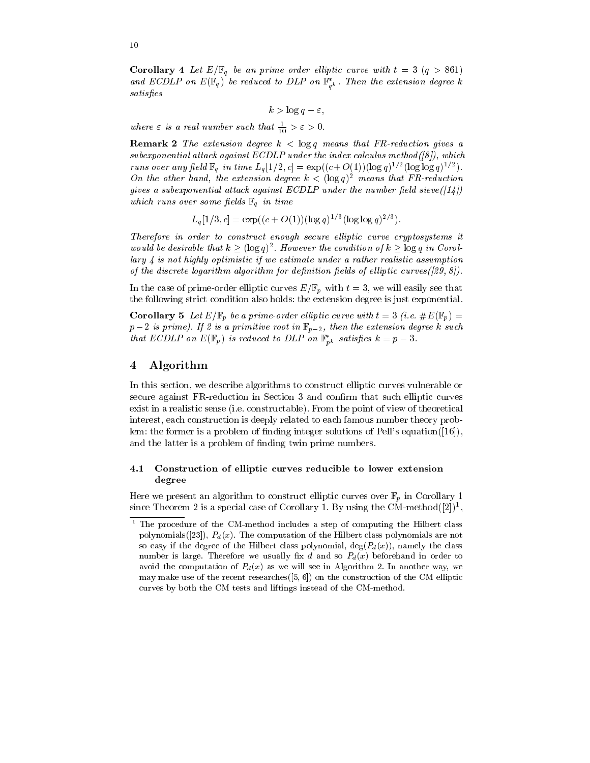**Corollary 4** *Let $E/\mathbb{F}_q$ be an prime order elliptic curve with $t = 3$ ($q > 861$) and ECDLP on $E(\mathbb{F}_q)$ be reduced to DLP on $\mathbb{F}^*_{q^k}$. Then the extension degree $k$ satisfies*

$$k > \log q - \varepsilon,$$

*where $\varepsilon$ is a real number such that $\frac{1}{10} > \varepsilon > 0$.*

**Remark 2** *The extension degree $k < \log q$ means that FR-reduction gives a subexponential attack against ECDLP under the index calculus method([8]), which runs over any field $\mathbb{F}_q$ in time $L_q[1/2, c] = \exp((c + O(1))(\log q)^{1/2}(\log \log q)^{1/2})$. On the other hand, the extension degree $k < (\log q)^2$ means that FR-reduction gives a subexponential attack against ECDLP under the number field sieve([14]) which runs over some fields $\mathbb{F}_q$ in time*

$$L_q[1/3, c] = \exp((c + O(1))(\log q)^{1/3}(\log \log q)^{2/3}).$$

*Therefore in order to construct enough secure elliptic curve cryptosystems it would be desirable that $k \geq (\log q)^2$. However the condition of $k \geq \log q$ in Corollary 4 is not highly optimistic if we estimate under a rather realistic assumption of the discrete logarithm algorithm for definition fields of elliptic curves([29, 8]).*

In the case of prime-order elliptic curves $E/\mathbb{F}_p$ with $t = 3$, we will easily see that the following strict condition also holds: the extension degree is just exponential.

**Corollary 5** *Let $E/\mathbb{F}_p$ be a prime-order elliptic curve with $t = 3$ (i.e. $\#E(\mathbb{F}_p) = p-2$ is prime). If 2 is a primitive root in $\mathbb{F}_{p-2}$, then the extension degree $k$ such that ECDLP on $E(\mathbb{F}_p)$ is reduced to DLP on $\mathbb{F}^*_{p^k}$ satisfies $k = p - 3$.*

## 4 Algorithm

In this section, we describe algorithms to construct elliptic curves vulnerable or secure against FR-reduction in Section 3 and confirm that such elliptic curves exist in a realistic sense (i.e. constructable). From the point of view of theoretical interest, each construction is deeply related to each famous number theory problem: the former is a problem of finding integer solutions of Pell's equation([16]), and the latter is a problem of finding twin prime numbers.

### 4.1 Construction of elliptic curves reducible to lower extension degree

Here we present an algorithm to construct elliptic curves over $\mathbb{F}_p$ in Corollary 1 since Theorem 2 is a special case of Corollary 1. By using the CM-method([2])[1],

---

[1] The procedure of the CM-method includes a step of computing the Hilbert class polynomials([23]), $P_d(x)$. The computation of the Hilbert class polynomials are not so easy if the degree of the Hilbert class polynomial, $\deg(P_d(x))$, namely the class number is large. Therefore we usually fix $d$ and so $P_d(x)$ beforehand in order to avoid the computation of $P_d(x)$ as we will see in Algorithm 2. In another way, we may make use of the recent researches([5, 6]) on the construction of the CM elliptic curves by both the CM tests and liftings instead of the CM-method.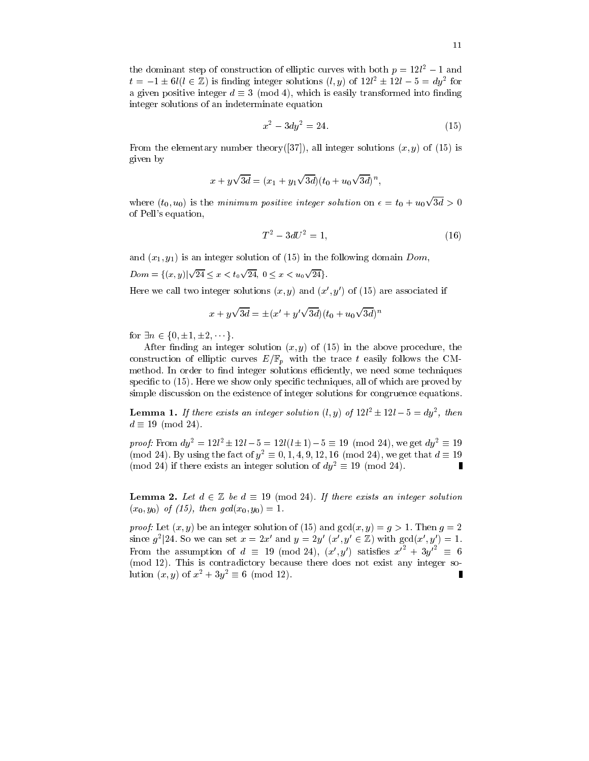the dominant step of construction of elliptic curves with both $p = 12l^2 - 1$ and $t = -1 \pm 6l (l \in \mathbb{Z})$ is finding integer solutions $(l, y)$ of $12l^2 \pm 12l - 5 = dy^2$ for a given positive integer $d \equiv 3 \pmod 4$, which is easily transformed into finding integer solutions of an indeterminate equation

$$x^2 - 3dy^2 = 24. \tag{15}$$

From the elementary number theory([37]), all integer solutions $(x, y)$ of (15) is given by

$$x + y\sqrt{3d} = (x_1 + y_1\sqrt{3d})(t_0 + u_0\sqrt{3d})^n,$$

where $(t_0, u_0)$ is the *minimum positive integer solution* on $\epsilon = t_0 + u_0\sqrt{3d} > 0$ of Pell's equation,

$$T^2 - 3dU^2 = 1, \tag{16}$$

and $(x_1, y_1)$ is an integer solution of (15) in the following domain $Dom$,

$Dom = \{(x, y) | \sqrt{24} \leq x < t_0\sqrt{24},\ 0 \leq x < u_0\sqrt{24}\}$.

Here we call two integer solutions $(x, y)$ and $(x', y')$ of (15) are associated if

$$x + y\sqrt{3d} = \pm(x' + y'\sqrt{3d})(t_0 + u_0\sqrt{3d})^n$$

for $\exists n \in \{0, \pm 1, \pm 2, \cdots\}$.

After finding an integer solution $(x, y)$ of (15) in the above procedure, the construction of elliptic curves $E/\mathbb{F}_p$ with the trace $t$ easily follows the CM-method. In order to find integer solutions efficiently, we need some techniques specific to (15). Here we show only specific techniques, all of which are proved by simple discussion on the existence of integer solutions for congruence equations.

**Lemma 1.** *If there exists an integer solution $(l, y)$ of $12l^2 \pm 12l - 5 = dy^2$, then $d \equiv 19 \pmod{24}$.*

*proof:* From $dy^2 = 12l^2 \pm 12l - 5 = 12l(l \pm 1) - 5 \equiv 19 \pmod{24}$, we get $dy^2 \equiv 19 \pmod{24}$. By using the fact of $y^2 \equiv 0, 1, 4, 9, 12, 16 \pmod{24}$, we get that $d \equiv 19 \pmod{24}$ if there exists an integer solution of $dy^2 \equiv 19 \pmod{24}$. ∎

**Lemma 2.** *Let $d \in \mathbb{Z}$ be $d \equiv 19 \pmod{24}$. If there exists an integer solution $(x_0, y_0)$ of (15), then $gcd(x_0, y_0) = 1$.*

*proof:* Let $(x, y)$ be an integer solution of (15) and $\gcd(x, y) = g > 1$. Then $g = 2$ since $g^2 | 24$. So we can set $x = 2x'$ and $y = 2y'$ $(x', y' \in \mathbb{Z})$ with $\gcd(x', y') = 1$. From the assumption of $d \equiv 19 \pmod{24}$, $(x', y')$ satisfies ${x'}^2 + 3{y'}^2 \equiv 6 \pmod{12}$. This is contradictory because there does not exist any integer solution $(x, y)$ of $x^2 + 3y^2 \equiv 6 \pmod{12}$. ∎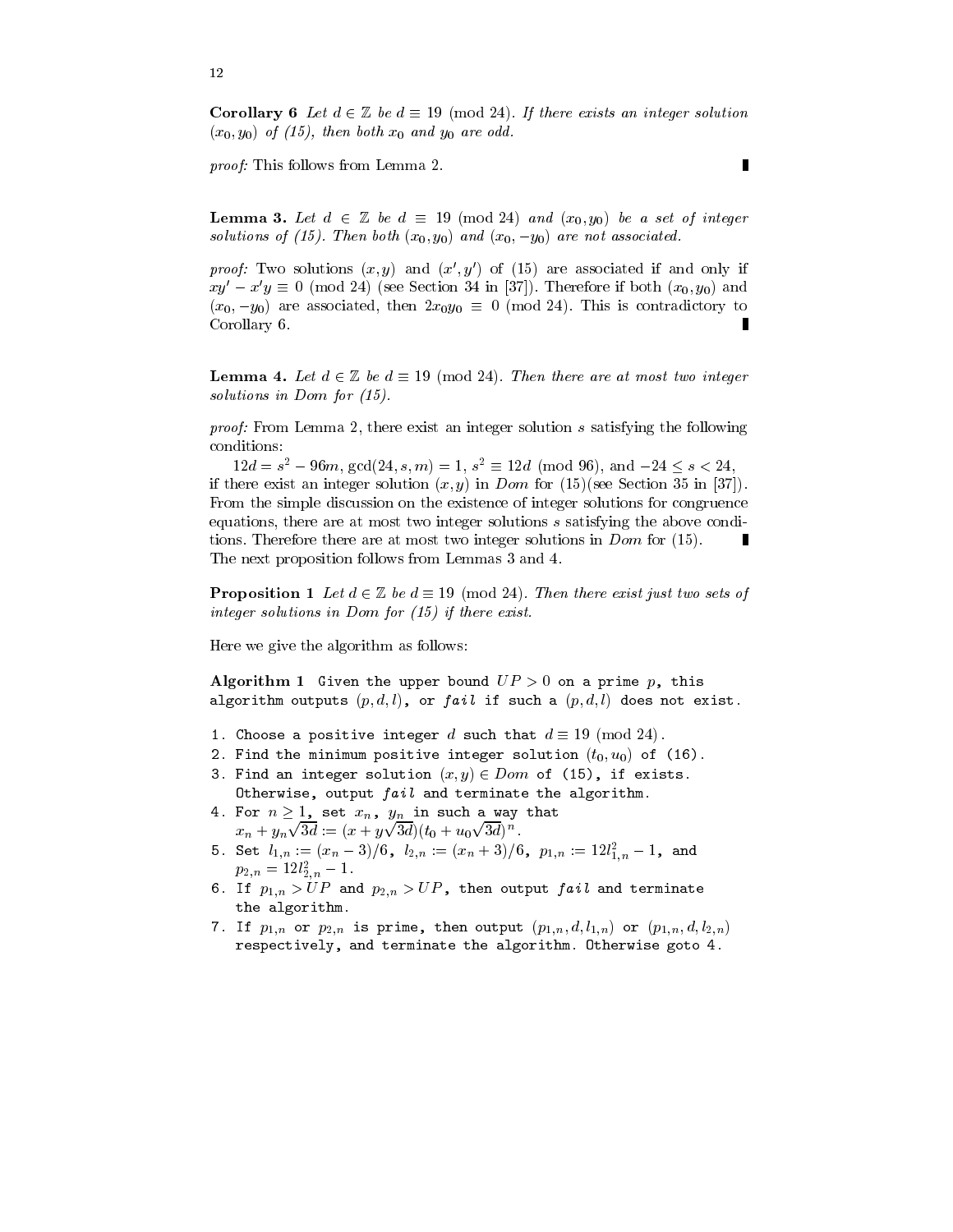**Corollary 6** *Let $d \in \mathbb{Z}$ be $d \equiv 19 \pmod{24}$. If there exists an integer solution $(x_0, y_0)$ of (15), then both $x_0$ and $y_0$ are odd.*

*proof:* This follows from Lemma 2. ∎

**Lemma 3.** *Let $d \in \mathbb{Z}$ be $d \equiv 19 \pmod{24}$ and $(x_0, y_0)$ be a set of integer solutions of (15). Then both $(x_0, y_0)$ and $(x_0, -y_0)$ are not associated.*

*proof:* Two solutions $(x, y)$ and $(x', y')$ of (15) are associated if and only if $xy' - x'y \equiv 0 \pmod{24}$ (see Section 34 in [37]). Therefore if both $(x_0, y_0)$ and $(x_0, -y_0)$ are associated, then $2x_0y_0 \equiv 0 \pmod{24}$. This is contradictory to Corollary 6. ∎

**Lemma 4.** *Let $d \in \mathbb{Z}$ be $d \equiv 19 \pmod{24}$. Then there are at most two integer solutions in Dom for (15).*

*proof:* From Lemma 2, there exist an integer solution $s$ satisfying the following conditions:

$12d = s^2 - 96m$, $\gcd(24, s, m) = 1$, $s^2 \equiv 12d \pmod{96}$, and $-24 \leq s < 24$,

if there exist an integer solution $(x, y)$ in $Dom$ for (15)(see Section 35 in [37]). From the simple discussion on the existence of integer solutions for congruence equations, there are at most two integer solutions $s$ satisfying the above conditions. Therefore there are at most two integer solutions in $Dom$ for (15). ∎

The next proposition follows from Lemmas 3 and 4.

**Proposition 1** *Let $d \in \mathbb{Z}$ be $d \equiv 19 \pmod{24}$. Then there exist just two sets of integer solutions in Dom for (15) if there exist.*

Here we give the algorithm as follows:

**Algorithm 1** Given the upper bound $UP > 0$ on a prime $p$, this algorithm outputs $(p, d, l)$, or *fail* if such a $(p, d, l)$ does not exist.

1. Choose a positive integer $d$ such that $d \equiv 19 \pmod{24}$.
2. Find the minimum positive integer solution $(t_0, u_0)$ of (16).
3. Find an integer solution $(x, y) \in Dom$ of (15), if exists. Otherwise, output *fail* and terminate the algorithm.
4. For $n \geq 1$, set $x_n$, $y_n$ in such a way that $x_n + y_n\sqrt{3d} := (x + y\sqrt{3d})(t_0 + u_0\sqrt{3d})^n$.
5. Set $l_{1,n} := (x_n - 3)/6$, $l_{2,n} := (x_n + 3)/6$, $p_{1,n} := 12l_{1,n}^2 - 1$, and $p_{2,n} = 12l_{2,n}^2 - 1$.
6. If $p_{1,n} > UP$ and $p_{2,n} > UP$, then output *fail* and terminate the algorithm.
7. If $p_{1,n}$ or $p_{2,n}$ is prime, then output $(p_{1,n}, d, l_{1,n})$ or $(p_{1,n}, d, l_{2,n})$ respectively, and terminate the algorithm. Otherwise goto 4.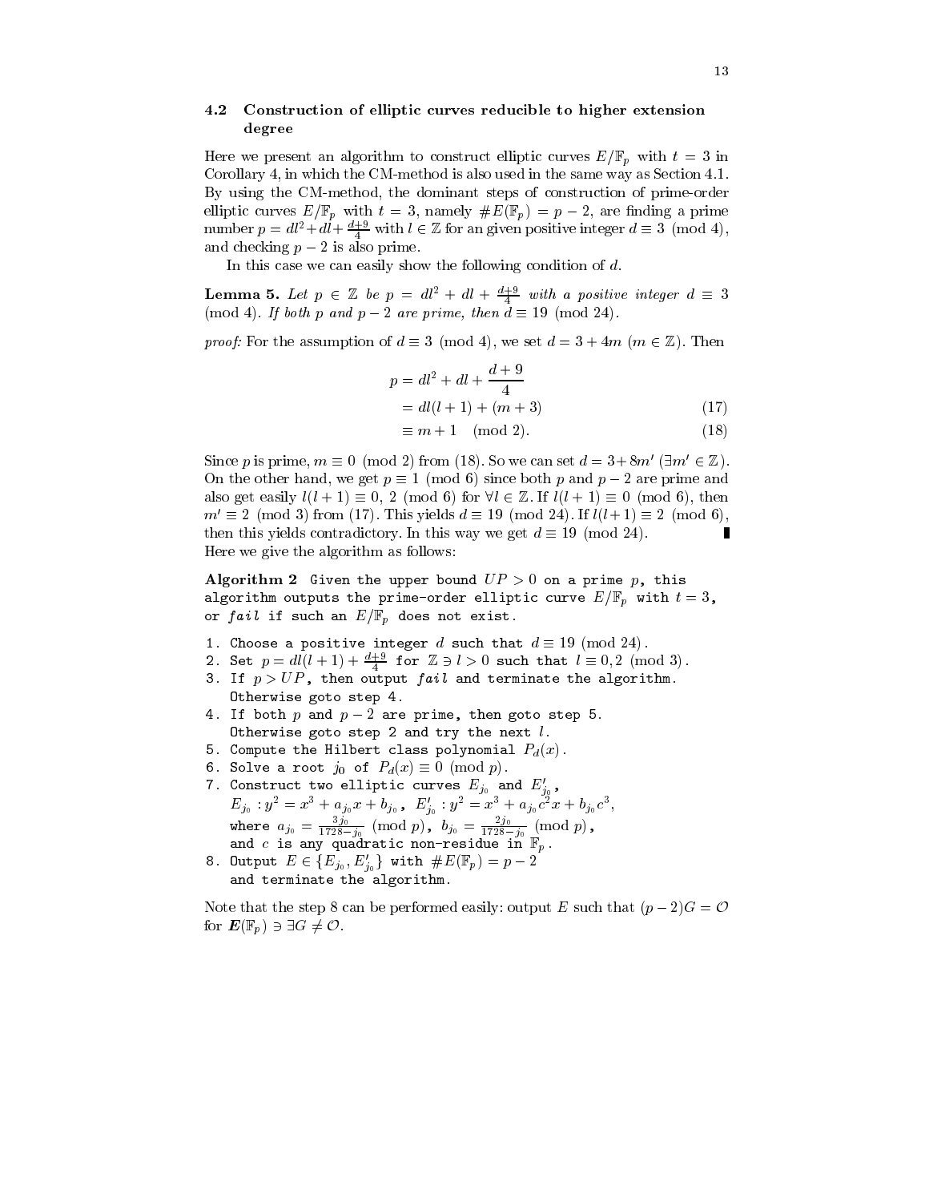### 4.2 Construction of elliptic curves reducible to higher extension degree

Here we present an algorithm to construct elliptic curves $E/\mathbb{F}_p$ with $t = 3$ in Corollary 4, in which the CM-method is also used in the same way as Section 4.1. By using the CM-method, the dominant steps of construction of prime-order elliptic curves $E/\mathbb{F}_p$ with $t = 3$, namely $\#E(\mathbb{F}_p) = p - 2$, are finding a prime number $p = dl^2 + dl + \frac{d+9}{4}$ with $l \in \mathbb{Z}$ for an given positive integer $d \equiv 3 \pmod 4$, and checking $p - 2$ is also prime.

In this case we can easily show the following condition of $d$.

**Lemma 5.** *Let $p \in \mathbb{Z}$ be $p = dl^2 + dl + \frac{d+9}{4}$ with a positive integer $d \equiv 3 \pmod 4$. If both $p$ and $p - 2$ are prime, then $d \equiv 19 \pmod{24}$.*

*proof:* For the assumption of $d \equiv 3 \pmod 4$, we set $d = 3 + 4m$ $(m \in \mathbb{Z})$. Then

$$
\begin{aligned}
p &= dl^2 + dl + \frac{d+9}{4} \\
&= dl(l+1) + (m+3) && (17) \\
&\equiv m + 1 \pmod 2. && (18)
\end{aligned}
$$

Since $p$ is prime, $m \equiv 0 \pmod 2$ from (18). So we can set $d = 3 + 8m'$ $(\exists m' \in \mathbb{Z})$. On the other hand, we get $p \equiv 1 \pmod 6$ since both $p$ and $p - 2$ are prime and also get easily $l(l+1) \equiv 0,\ 2 \pmod 6$ for $\forall l \in \mathbb{Z}$. If $l(l+1) \equiv 0 \pmod 6$, then $m' \equiv 2 \pmod 3$ from (17). This yields $d \equiv 19 \pmod{24}$. If $l(l+1) \equiv 2 \pmod 6$, then this yields contradictory. In this way we get $d \equiv 19 \pmod{24}$. ∎

Here we give the algorithm as follows:

**Algorithm 2** Given the upper bound $UP > 0$ on a prime $p$, this algorithm outputs the prime-order elliptic curve $E/\mathbb{F}_p$ with $t = 3$, or *fail* if such an $E/\mathbb{F}_p$ does not exist.

1. Choose a positive integer $d$ such that $d \equiv 19 \pmod{24}$.
2. Set $p = dl(l+1) + \frac{d+9}{4}$ for $\mathbb{Z} \ni l > 0$ such that $l \equiv 0, 2 \pmod 3$.
3. If $p > UP$, then output *fail* and terminate the algorithm. Otherwise goto step 4.
4. If both $p$ and $p - 2$ are prime, then goto step 5. Otherwise goto step 2 and try the next $l$.
5. Compute the Hilbert class polynomial $P_d(x)$.
6. Solve a root $j_0$ of $P_d(x) \equiv 0 \pmod p$.
7. Construct two elliptic curves $E_{j_0}$ and $E'_{j_0}$, $E_{j_0} : y^2 = x^3 + a_{j_0}x + b_{j_0}$, $E'_{j_0} : y^2 = x^3 + a_{j_0}c^2x + b_{j_0}c^3$, where $a_{j_0} = \frac{3j_0}{1728 - j_0} \pmod p$, $b_{j_0} = \frac{2j_0}{1728 - j_0} \pmod p$, and $c$ is any quadratic non-residue in $\mathbb{F}_p$.
8. Output $E \in \{E_{j_0}, E'_{j_0}\}$ with $\#E(\mathbb{F}_p) = p - 2$ and terminate the algorithm.

Note that the step 8 can be performed easily: output $E$ such that $(p-2)G = \mathcal{O}$ for $\boldsymbol{E}(\mathbb{F}_p) \ni \exists G \neq \mathcal{O}$.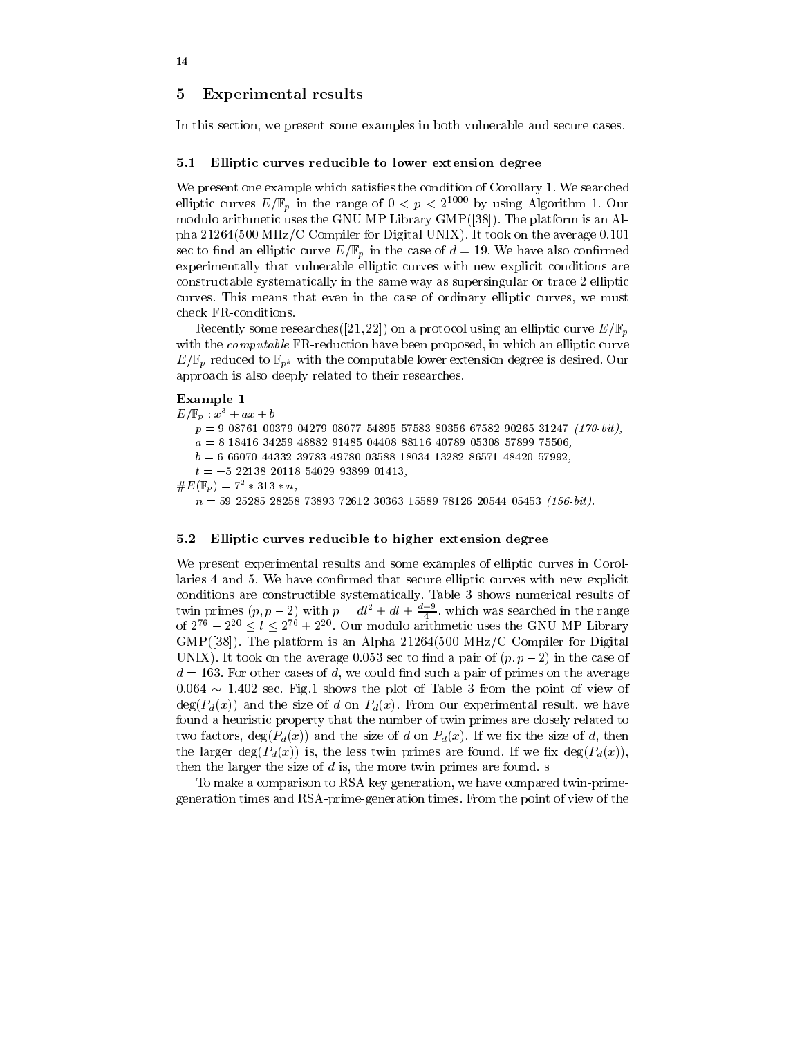## 5 Experimental results

In this section, we present some examples in both vulnerable and secure cases.

### 5.1 Elliptic curves reducible to lower extension degree

We present one example which satisfies the condition of Corollary 1. We searched elliptic curves $E/\mathbb{F}_p$ in the range of $0 < p < 2^{1000}$ by using Algorithm 1. Our modulo arithmetic uses the GNU MP Library GMP([38]). The platform is an Alpha 21264(500 MHz/C Compiler for Digital UNIX). It took on the average 0.101 sec to find an elliptic curve $E/\mathbb{F}_p$ in the case of $d = 19$. We have also confirmed experimentally that vulnerable elliptic curves with new explicit conditions are constructable systematically in the same way as supersingular or trace 2 elliptic curves. This means that even in the case of ordinary elliptic curves, we must check FR-conditions.

Recently some researches([21,22]) on a protocol using an elliptic curve $E/\mathbb{F}_p$ with the *computable* FR-reduction have been proposed, in which an elliptic curve $E/\mathbb{F}_p$ reduced to $\mathbb{F}_{p^k}$ with the computable lower extension degree is desired. Our approach is also deeply related to their researches.

**Example 1**

$E/\mathbb{F}_p : x^3 + ax + b$

$p = 9\ 08761\ 00379\ 04279\ 08077\ 54895\ 57583\ 80356\ 67582\ 90265\ 31247$ *(170-bit)*,

$a = 8\ 18416\ 34259\ 48882\ 91485\ 04408\ 88116\ 40789\ 05308\ 57899\ 75506$,

$b = 6\ 66070\ 44332\ 39783\ 49780\ 03588\ 18034\ 13282\ 86571\ 48420\ 57992$,

$t = -5\ 22138\ 20118\ 54029\ 93899\ 01413$,

$\#E(\mathbb{F}_p) = 7^2 * 313 * n$,

$n = 59\ 25285\ 28258\ 73893\ 72612\ 30363\ 15589\ 78126\ 20544\ 05453$ *(156-bit)*.

### 5.2 Elliptic curves reducible to higher extension degree

We present experimental results and some examples of elliptic curves in Corollaries 4 and 5. We have confirmed that secure elliptic curves with new explicit conditions are constructible systematically. Table 3 shows numerical results of twin primes $(p, p-2)$ with $p = dl^2 + dl + \frac{d+9}{4}$, which was searched in the range of $2^{76} - 2^{20} \leq l \leq 2^{76} + 2^{20}$. Our modulo arithmetic uses the GNU MP Library GMP([38]). The platform is an Alpha 21264(500 MHz/C Compiler for Digital UNIX). It took on the average 0.053 sec to find a pair of $(p, p-2)$ in the case of $d = 163$. For other cases of $d$, we could find such a pair of primes on the average $0.064 \sim 1.402$ sec. Fig.1 shows the plot of Table 3 from the point of view of $\deg(P_d(x))$ and the size of $d$ on $P_d(x)$. From our experimental result, we have found a heuristic property that the number of twin primes are closely related to two factors, $\deg(P_d(x))$ and the size of $d$ on $P_d(x)$. If we fix the size of $d$, then the larger $\deg(P_d(x))$ is, the less twin primes are found. If we fix $\deg(P_d(x))$, then the larger the size of $d$ is, the more twin primes are found. s

To make a comparison to RSA key generation, we have compared twin-prime-generation times and RSA-prime-generation times. From the point of view of the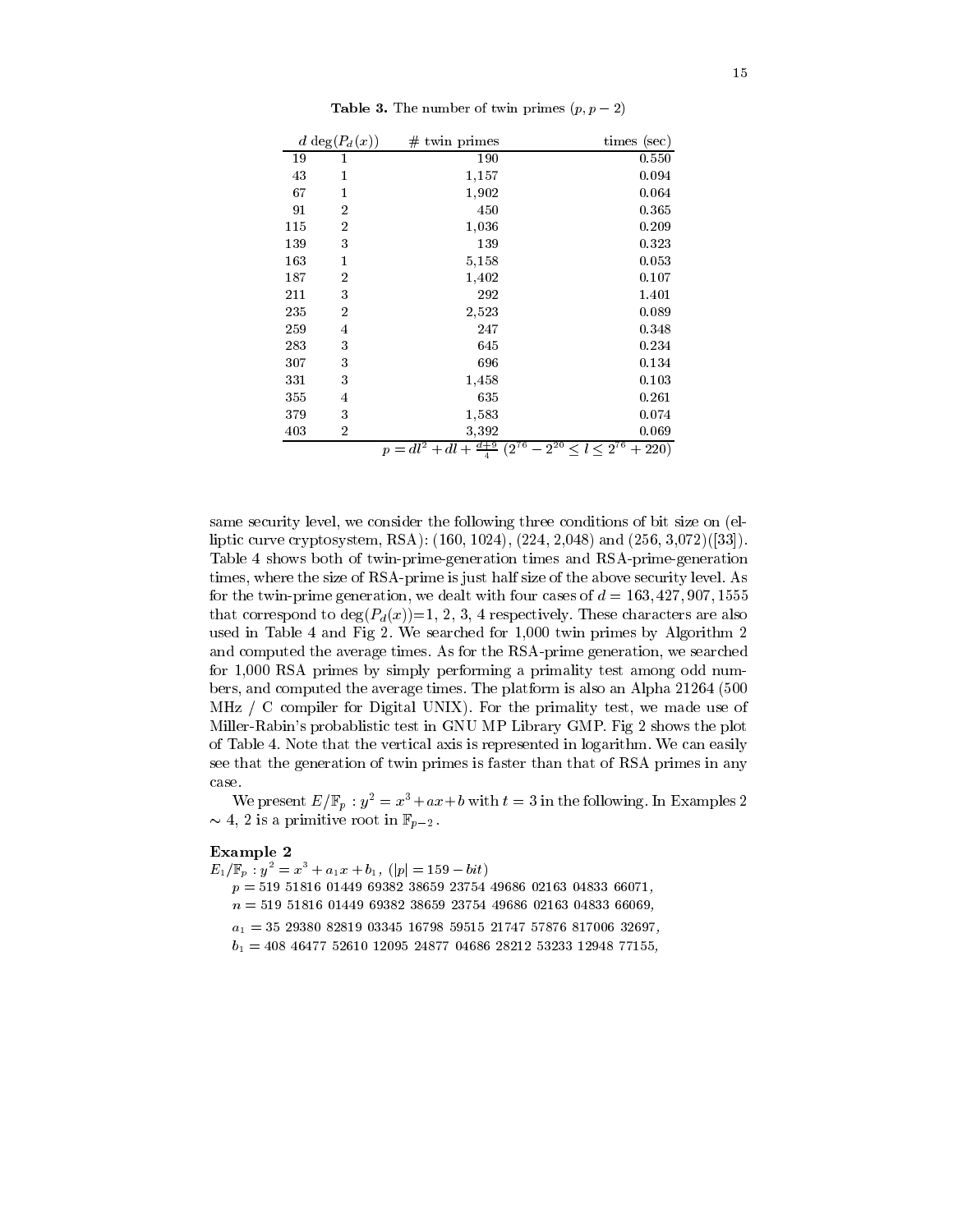**Table 3.** The number of twin primes $(p, p-2)$

| $d$ | $\deg(P_d(x))$ | # twin primes | times (sec) |
|---|---|---|---|
| 19 | 1 | 190 | 0.550 |
| 43 | 1 | 1,157 | 0.094 |
| 67 | 1 | 1,902 | 0.064 |
| 91 | 2 | 450 | 0.365 |
| 115 | 2 | 1,036 | 0.209 |
| 139 | 3 | 139 | 0.323 |
| 163 | 1 | 5,158 | 0.053 |
| 187 | 2 | 1,402 | 0.107 |
| 211 | 3 | 292 | 1.401 |
| 235 | 2 | 2,523 | 0.089 |
| 259 | 4 | 247 | 0.348 |
| 283 | 3 | 645 | 0.234 |
| 307 | 3 | 696 | 0.134 |
| 331 | 3 | 1,458 | 0.103 |
| 355 | 4 | 635 | 0.261 |
| 379 | 3 | 1,583 | 0.074 |
| 403 | 2 | 3,392 | 0.069 |

$p = dl^2 + dl + \frac{d+9}{4}$ $(2^{76} - 2^{20} \leq l \leq 2^{76} + 220)$

same security level, we consider the following three conditions of bit size on (elliptic curve cryptosystem, RSA): (160, 1024), (224, 2,048) and (256, 3,072)([33]). Table 4 shows both of twin-prime-generation times and RSA-prime-generation times, where the size of RSA-prime is just half size of the above security level. As for the twin-prime generation, we dealt with four cases of $d = 163, 427, 907, 1555$ that correspond to $\deg(P_d(x))$=1, 2, 3, 4 respectively. These characters are also used in Table 4 and Fig 2. We searched for 1,000 twin primes by Algorithm 2 and computed the average times. As for the RSA-prime generation, we searched for 1,000 RSA primes by simply performing a primality test among odd numbers, and computed the average times. The platform is also an Alpha 21264 (500 MHz / C compiler for Digital UNIX). For the primality test, we made use of Miller-Rabin's probablistic test in GNU MP Library GMP. Fig 2 shows the plot of Table 4. Note that the vertical axis is represented in logarithm. We can easily see that the generation of twin primes is faster than that of RSA primes in any case.

We present $E/\mathbb{F}_p : y^2 = x^3 + ax + b$ with $t = 3$ in the following. In Examples 2 $\sim$ 4, 2 is a primitive root in $\mathbb{F}_{p-2}$.

**Example 2**

$E_1/\mathbb{F}_p : y^2 = x^3 + a_1x + b_1$, $(|p| = 159-bit)$

$p$ = 519 51816 01449 69382 38659 23754 49686 02163 04833 66071,

$n$ = 519 51816 01449 69382 38659 23754 49686 02163 04833 66069,

$a_1$ = 35 29380 82819 03345 16798 59515 21747 57876 817006 32697,

$b_1$ = 408 46477 52610 12095 24877 04686 28212 53233 12948 77155,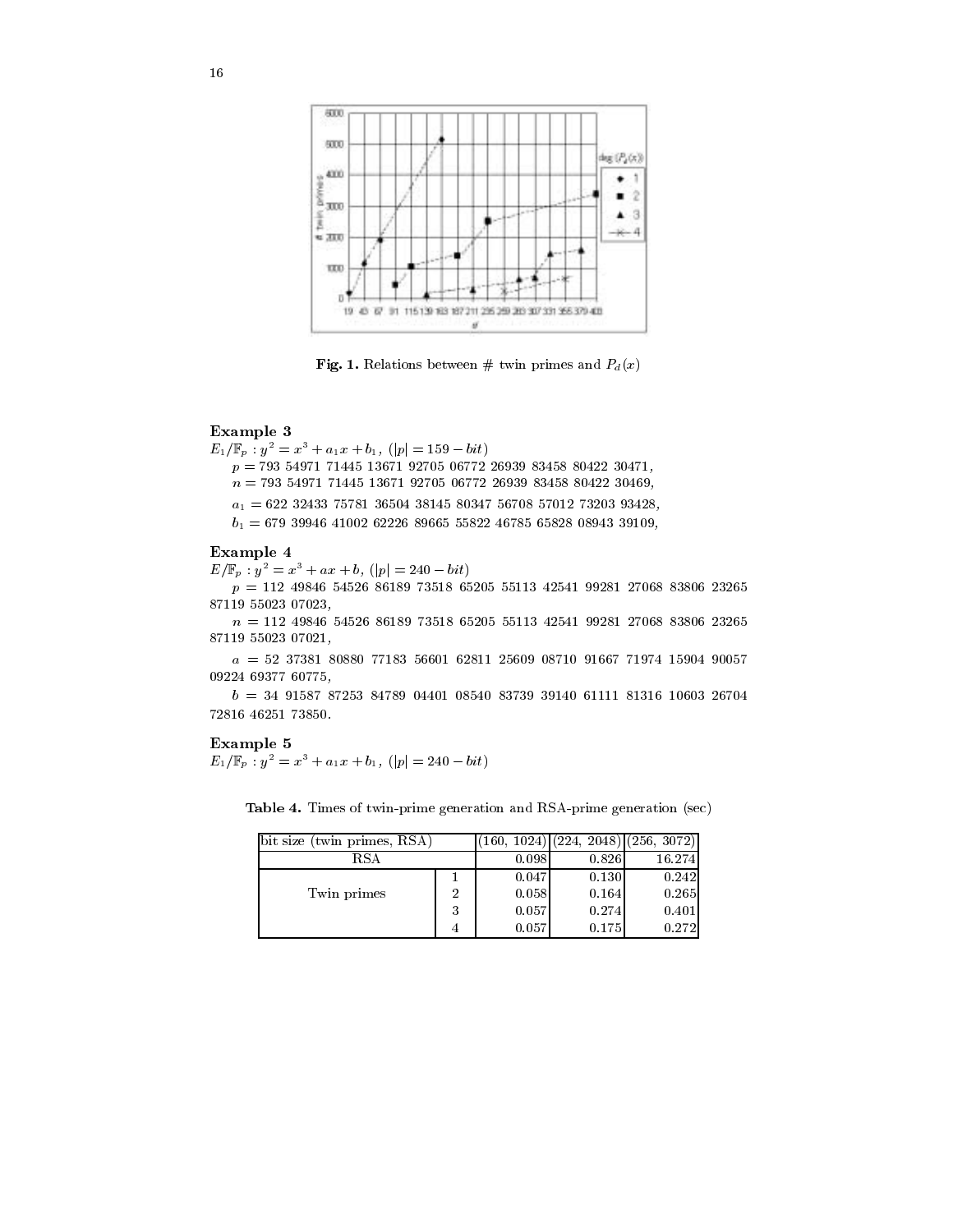**Fig. 1.** Relations between # twin primes and $P_d(x)$

**Example 3**

$E_1/\mathbb{F}_p : y^2 = x^3 + a_1x + b_1$, $(|p| = 159 - bit)$

$p = 793\ 54971\ 71445\ 13671\ 92705\ 06772\ 26939\ 83458\ 80422\ 30471$,

$n = 793\ 54971\ 71445\ 13671\ 92705\ 06772\ 26939\ 83458\ 80422\ 30469$,

$a_1 = 622\ 32433\ 75781\ 36504\ 38145\ 80347\ 56708\ 57012\ 73203\ 93428$,

$b_1 = 679\ 39946\ 41002\ 62226\ 89665\ 55822\ 46785\ 65828\ 08943\ 39109$,

**Example 4**

$E/\mathbb{F}_p : y^2 = x^3 + ax + b$, $(|p| = 240 - bit)$

$p = 112\ 49846\ 54526\ 86189\ 73518\ 65205\ 55113\ 42541\ 99281\ 27068\ 83806\ 23265\ 87119\ 55023\ 07023$,

$n = 112\ 49846\ 54526\ 86189\ 73518\ 65205\ 55113\ 42541\ 99281\ 27068\ 83806\ 23265\ 87119\ 55023\ 07021$,

$a = 52\ 37381\ 80880\ 77183\ 56601\ 62811\ 25609\ 08710\ 91667\ 71974\ 15904\ 90057\ 09224\ 69377\ 60775$,

$b = 34\ 91587\ 87253\ 84789\ 04401\ 08540\ 83739\ 39140\ 61111\ 81316\ 10603\ 26704\ 72816\ 46251\ 73850$.

**Example 5**

$E_1/\mathbb{F}_p : y^2 = x^3 + a_1x + b_1$, $(|p| = 240 - bit)$

**Table 4.** Times of twin-prime generation and RSA-prime generation (sec)

| bit size (twin primes, RSA) | | (160, 1024) | (224, 2048) | (256, 3072) |
|---|---|---|---|---|
| RSA | | 0.098 | 0.826 | 16.274 |
| Twin primes | 1 | 0.047 | 0.130 | 0.242 |
| | 2 | 0.058 | 0.164 | 0.265 |
| | 3 | 0.057 | 0.274 | 0.401 |
| | 4 | 0.057 | 0.175 | 0.272 |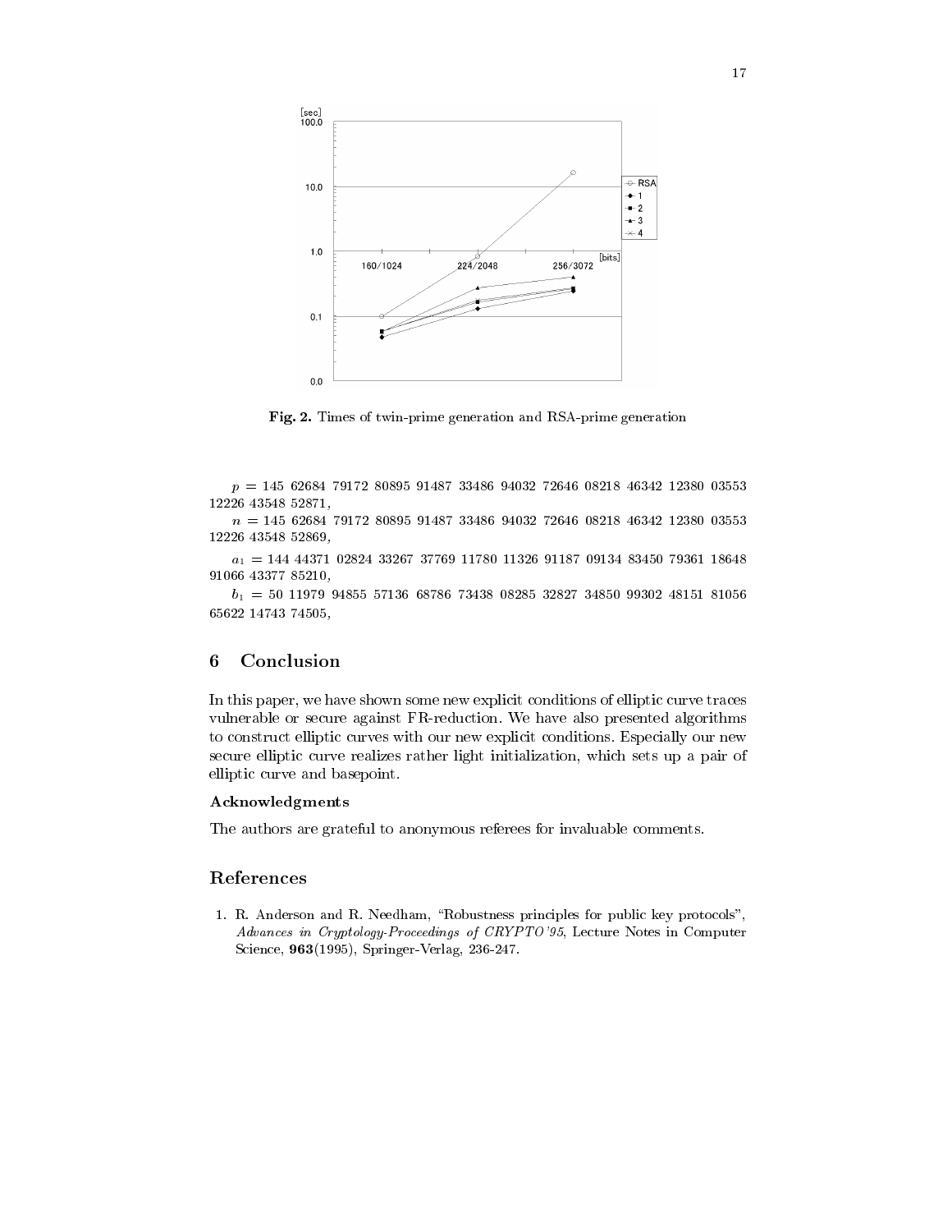Fig. 2. Times of twin-prime generation and RSA-prime generation

$p = 145\ 62684\ 79172\ 80895\ 91487\ 33486\ 94032\ 72646\ 08218\ 46342\ 12380\ 03553\ 12226\ 43548\ 52871$,

$n = 145\ 62684\ 79172\ 80895\ 91487\ 33486\ 94032\ 72646\ 08218\ 46342\ 12380\ 03553\ 12226\ 43548\ 52869$,

$a_1 = 144\ 44371\ 02824\ 33267\ 37769\ 11780\ 11326\ 91187\ 09134\ 83450\ 79361\ 18648\ 91066\ 43377\ 85210$,

$b_1 = 50\ 11979\ 94855\ 57136\ 68786\ 73438\ 08285\ 32827\ 34850\ 99302\ 48151\ 81056\ 65622\ 14743\ 74505$,

## 6 Conclusion

In this paper, we have shown some new explicit conditions of elliptic curve traces vulnerable or secure against FR-reduction. We have also presented algorithms to construct elliptic curves with our new explicit conditions. Especially our new secure elliptic curve realizes rather light initialization, which sets up a pair of elliptic curve and basepoint.

### Acknowledgments

The authors are grateful to anonymous referees for invaluable comments.

## References

1. R. Anderson and R. Needham, "Robustness principles for public key protocols", *Advances in Cryptology-Proceedings of CRYPTO'95*, Lecture Notes in Computer Science, **963**(1995), Springer-Verlag, 236-247.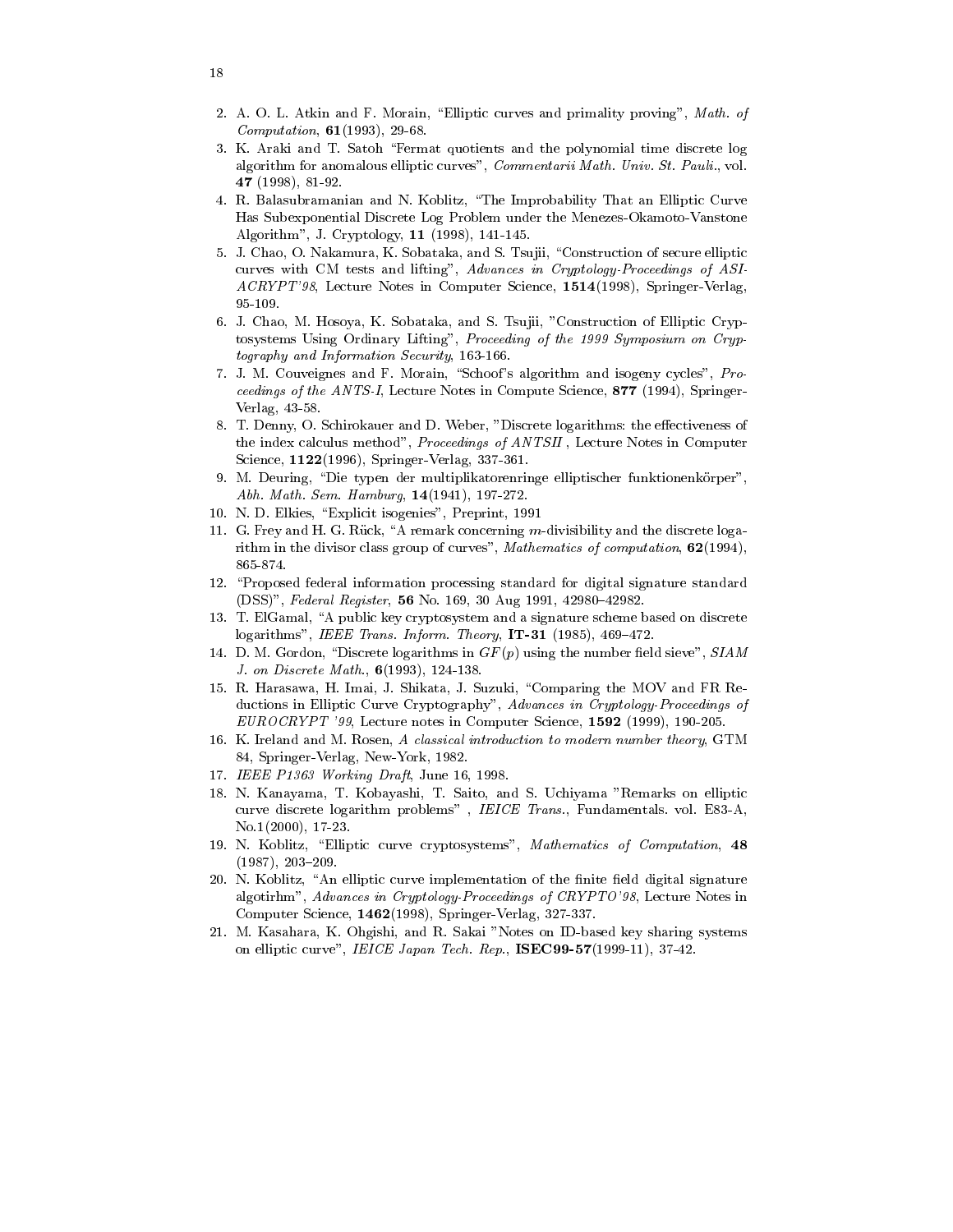2. A. O. L. Atkin and F. Morain, "Elliptic curves and primality proving", *Math. of Computation*, **61**(1993), 29-68.
3. K. Araki and T. Satoh "Fermat quotients and the polynomial time discrete log algorithm for anomalous elliptic curves", *Commentarii Math. Univ. St. Pauli.*, vol. **47** (1998), 81-92.
4. R. Balasubramanian and N. Koblitz, "The Improbability That an Elliptic Curve Has Subexponential Discrete Log Problem under the Menezes-Okamoto-Vanstone Algorithm", J. Cryptology, **11** (1998), 141-145.
5. J. Chao, O. Nakamura, K. Sobataka, and S. Tsujii, "Construction of secure elliptic curves with CM tests and lifting", *Advances in Cryptology-Proceedings of ASIACRYPT'98*, Lecture Notes in Computer Science, **1514**(1998), Springer-Verlag, 95-109.
6. J. Chao, M. Hosoya, K. Sobataka, and S. Tsujii, "Construction of Elliptic Cryptosystems Using Ordinary Lifting", *Proceeding of the 1999 Symposium on Cryptography and Information Security*, 163-166.
7. J. M. Couveignes and F. Morain, "Schoof's algorithm and isogeny cycles", *Proceedings of the ANTS-I*, Lecture Notes in Compute Science, **877** (1994), Springer-Verlag, 43-58.
8. T. Denny, O. Schirokauer and D. Weber, "Discrete logarithms: the effectiveness of the index calculus method", *Proceedings of ANTSII*, Lecture Notes in Computer Science, **1122**(1996), Springer-Verlag, 337-361.
9. M. Deuring, "Die typen der multiplikatorenringe elliptischer funktionenkörper", *Abh. Math. Sem. Hamburg*, **14**(1941), 197-272.
10. N. D. Elkies, "Explicit isogenies", Preprint, 1991
11. G. Frey and H. G. Rück, "A remark concerning $m$-divisibility and the discrete logarithm in the divisor class group of curves", *Mathematics of computation*, **62**(1994), 865-874.
12. "Proposed federal information processing standard for digital signature standard (DSS)", *Federal Register*, **56** No. 169, 30 Aug 1991, 42980–42982.
13. T. ElGamal, "A public key cryptosystem and a signature scheme based on discrete logarithms", *IEEE Trans. Inform. Theory*, **IT-31** (1985), 469–472.
14. D. M. Gordon, "Discrete logarithms in $GF(p)$ using the number field sieve", *SIAM J. on Discrete Math.*, **6**(1993), 124-138.
15. R. Harasawa, H. Imai, J. Shikata, J. Suzuki, "Comparing the MOV and FR Reductions in Elliptic Curve Cryptography", *Advances in Cryptology-Proceedings of EUROCRYPT '99*, Lecture notes in Computer Science, **1592** (1999), 190-205.
16. K. Ireland and M. Rosen, *A classical introduction to modern number theory*, GTM 84, Springer-Verlag, New-York, 1982.
17. *IEEE P1363 Working Draft*, June 16, 1998.
18. N. Kanayama, T. Kobayashi, T. Saito, and S. Uchiyama "Remarks on elliptic curve discrete logarithm problems" , *IEICE Trans.*, Fundamentals. vol. E83-A, No.1(2000), 17-23.
19. N. Koblitz, "Elliptic curve cryptosystems", *Mathematics of Computation*, **48** (1987), 203–209.
20. N. Koblitz, "An elliptic curve implementation of the finite field digital signature algotirhm", *Advances in Cryptology-Proceedings of CRYPTO'98*, Lecture Notes in Computer Science, **1462**(1998), Springer-Verlag, 327-337.
21. M. Kasahara, K. Ohgishi, and R. Sakai "Notes on ID-based key sharing systems on elliptic curve", *IEICE Japan Tech. Rep.*, **ISEC99-57**(1999-11), 37-42.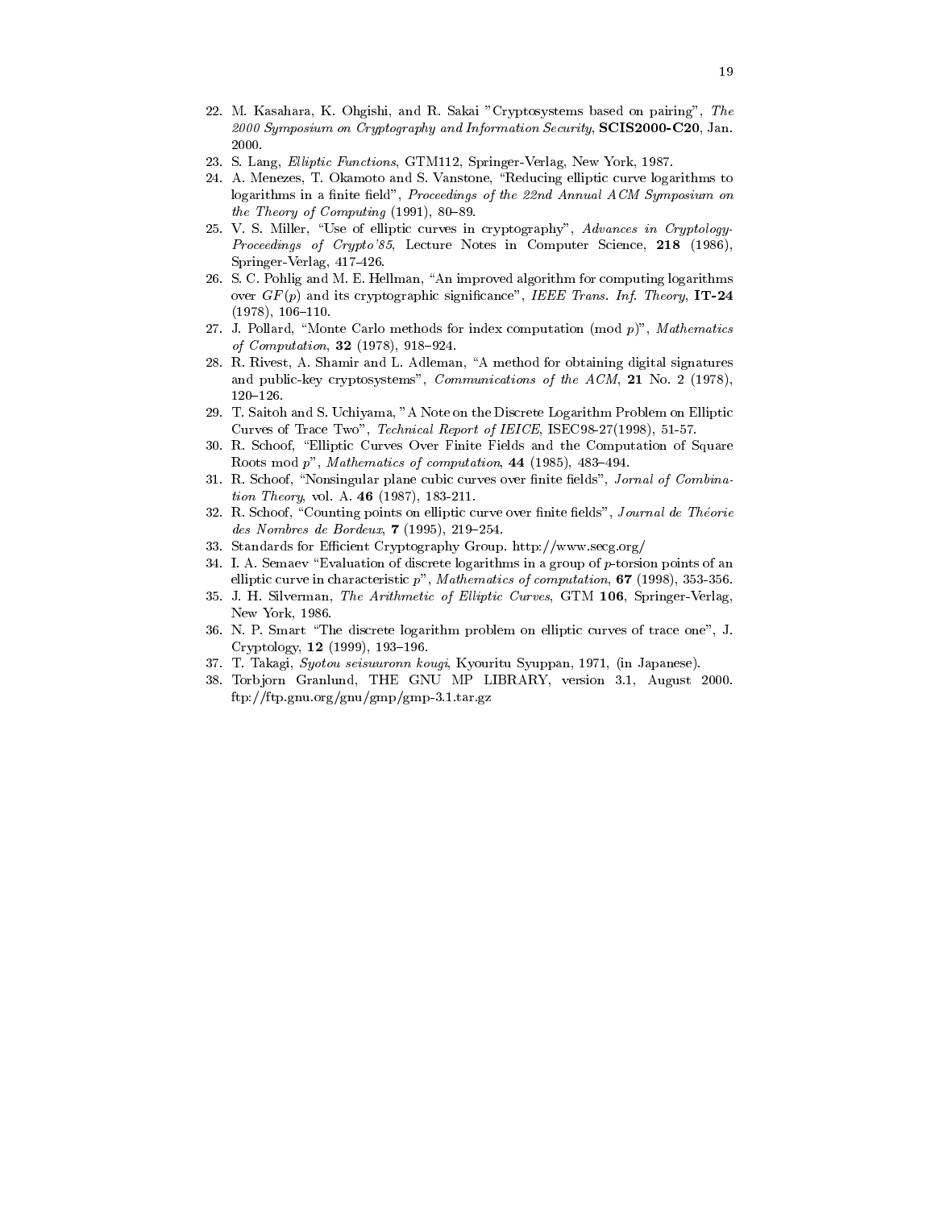22. M. Kasahara, K. Ohgishi, and R. Sakai "Cryptosystems based on pairing", *The 2000 Symposium on Cryptography and Information Security*, **SCIS2000-C20**, Jan. 2000.
23. S. Lang, *Elliptic Functions*, GTM112, Springer-Verlag, New York, 1987.
24. A. Menezes, T. Okamoto and S. Vanstone, "Reducing elliptic curve logarithms to logarithms in a finite field", *Proceedings of the 22nd Annual ACM Symposium on the Theory of Computing* (1991), 80–89.
25. V. S. Miller, "Use of elliptic curves in cryptography", *Advances in Cryptology-Proceedings of Crypto'85*, Lecture Notes in Computer Science, **218** (1986), Springer-Verlag, 417-426.
26. S. C. Pohlig and M. E. Hellman, "An improved algorithm for computing logarithms over $GF(p)$ and its cryptographic significance", *IEEE Trans. Inf. Theory*, **IT-24** (1978), 106–110.
27. J. Pollard, "Monte Carlo methods for index computation (mod $p$)", *Mathematics of Computation*, **32** (1978), 918–924.
28. R. Rivest, A. Shamir and L. Adleman, "A method for obtaining digital signatures and public-key cryptosystems", *Communications of the ACM*, **21** No. 2 (1978), 120–126.
29. T. Saitoh and S. Uchiyama, "A Note on the Discrete Logarithm Problem on Elliptic Curves of Trace Two", *Technical Report of IEICE*, ISEC98-27(1998), 51-57.
30. R. Schoof, "Elliptic Curves Over Finite Fields and the Computation of Square Roots mod $p$", *Mathematics of computation*, **44** (1985), 483–494.
31. R. Schoof, "Nonsingular plane cubic curves over finite fields", *Jornal of Combination Theory*, vol. A. **46** (1987), 183-211.
32. R. Schoof, "Counting points on elliptic curve over finite fields", *Journal de Théorie des Nombres de Bordeux*, **7** (1995), 219–254.
33. Standards for Efficient Cryptography Group. http://www.secg.org/
34. I. A. Semaev "Evaluation of discrete logarithms in a group of $p$-torsion points of an elliptic curve in characteristic $p$", *Mathematics of computation*, **67** (1998), 353-356.
35. J. H. Silverman, *The Arithmetic of Elliptic Curves*, GTM **106**, Springer-Verlag, New York, 1986.
36. N. P. Smart "The discrete logarithm problem on elliptic curves of trace one", J. Cryptology, **12** (1999), 193–196.
37. T. Takagi, *Syotou seisuuronn kougi*, Kyouritu Syuppan, 1971, (in Japanese).
38. Torbjorn Granlund, THE GNU MP LIBRARY, version 3.1, August 2000. ftp://ftp.gnu.org/gnu/gmp/gmp-3.1.tar.gz